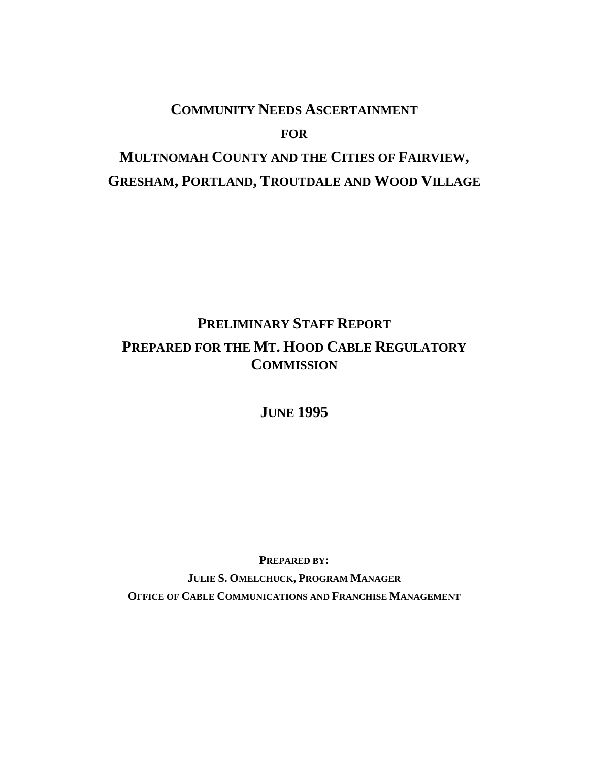# COMMUNITY NEEDS ASCERTAINMENT

## FOR

# MULTNOMAH COUNTY AND THE CITIES OF FAIRVIEW, GRESHAM, PORTLAND, TROUTDALE AND WOOD VILLAGE

## PRELIMINARY STAFF REPORT

## PREPARED FOR THE MT. HOOD CABLE REGULATORY COMMISSION

## JUNE 1995

**PREPARED BY:**

**JULIE S. OMELCHUCK, PROGRAM MANAGER**

**OFFICE OF CABLE COMMUNICATIONS AND FRANCHISE MANAGEMENT**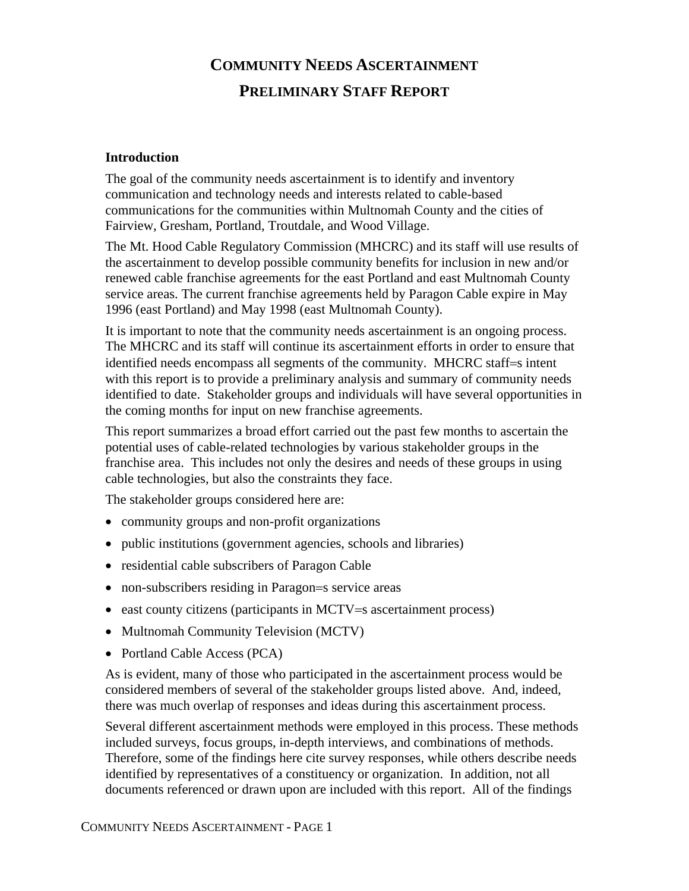# Community Needs Ascertainment

# Preliminary Staff Report

### Introduction

The goal of the community needs ascertainment is to identify and inventory communication and technology needs and interests related to cable-based communications for the communities within Multnomah County and the cities of Fairview, Gresham, Portland, Troutdale, and Wood Village.

The Mt. Hood Cable Regulatory Commission (MHCRC) and its staff will use results of the ascertainment to develop possible community benefits for inclusion in new and/or renewed cable franchise agreements for the east Portland and east Multnomah County service areas. The current franchise agreements held by Paragon Cable expire in May 1996 (east Portland) and May 1998 (east Multnomah County).

It is important to note that the community needs ascertainment is an ongoing process. The MHCRC and its staff will continue its ascertainment efforts in order to ensure that identified needs encompass all segments of the community. MHCRC staff=s intent with this report is to provide a preliminary analysis and summary of community needs identified to date. Stakeholder groups and individuals will have several opportunities in the coming months for input on new franchise agreements.

This report summarizes a broad effort carried out the past few months to ascertain the potential uses of cable-related technologies by various stakeholder groups in the franchise area. This includes not only the desires and needs of these groups in using cable technologies, but also the constraints they face.

The stakeholder groups considered here are:

- community groups and non-profit organizations
- public institutions (government agencies, schools and libraries)
- residential cable subscribers of Paragon Cable
- non-subscribers residing in Paragon=s service areas
- east county citizens (participants in MCTV=s ascertainment process)
- Multnomah Community Television (MCTV)
- Portland Cable Access (PCA)

As is evident, many of those who participated in the ascertainment process would be considered members of several of the stakeholder groups listed above. And, indeed, there was much overlap of responses and ideas during this ascertainment process.

Several different ascertainment methods were employed in this process. These methods included surveys, focus groups, in-depth interviews, and combinations of methods. Therefore, some of the findings here cite survey responses, while others describe needs identified by representatives of a constituency or organization. In addition, not all documents referenced or drawn upon are included with this report. All of the findings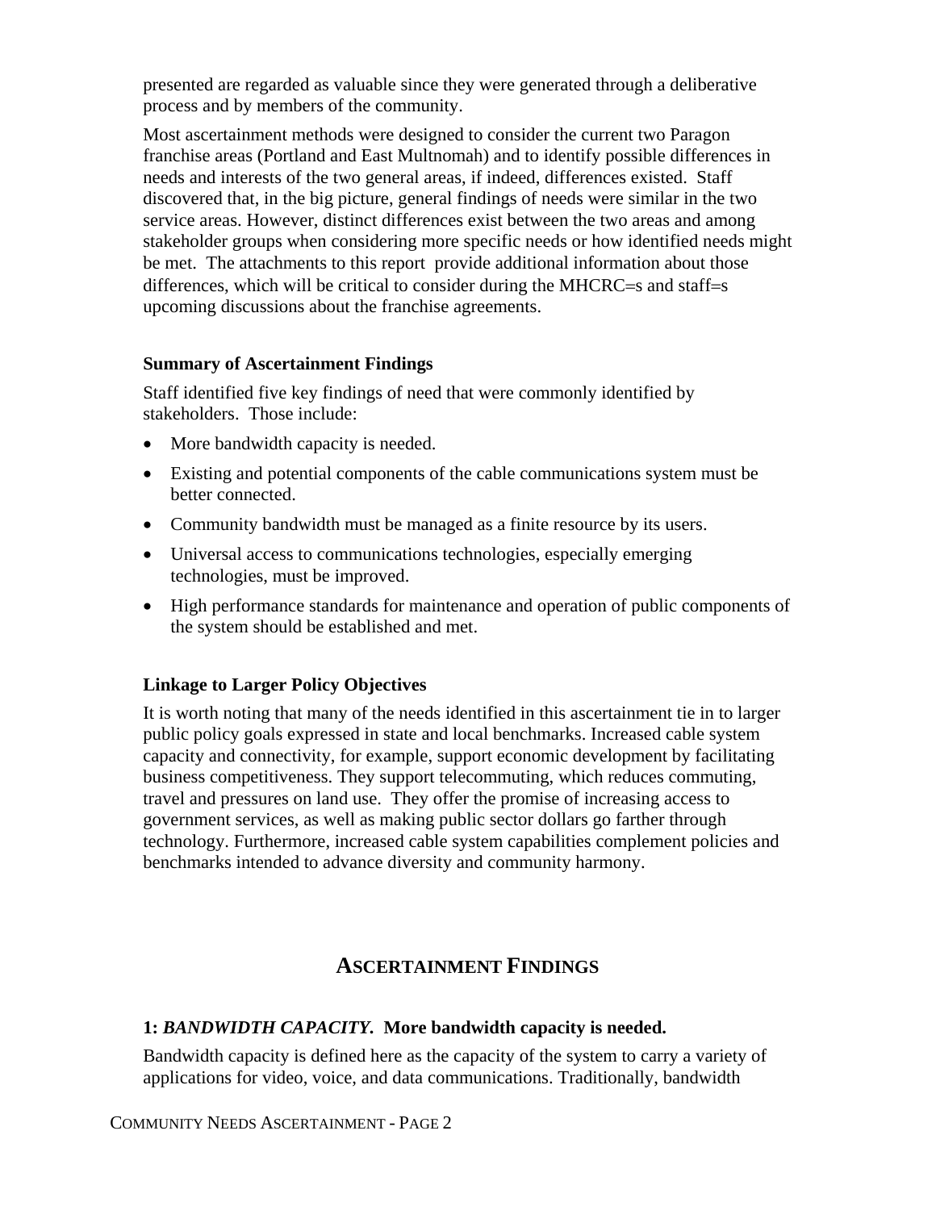presented are regarded as valuable since they were generated through a deliberative process and by members of the community.

Most ascertainment methods were designed to consider the current two Paragon franchise areas (Portland and East Multnomah) and to identify possible differences in needs and interests of the two general areas, if indeed, differences existed. Staff discovered that, in the big picture, general findings of needs were similar in the two service areas. However, distinct differences exist between the two areas and among stakeholder groups when considering more specific needs or how identified needs might be met. The attachments to this report provide additional information about those differences, which will be critical to consider during the MHCRC=s and staff=s upcoming discussions about the franchise agreements.

### Summary of Ascertainment Findings

Staff identified five key findings of need that were commonly identified by stakeholders. Those include:

- More bandwidth capacity is needed.
- Existing and potential components of the cable communications system must be better connected.
- Community bandwidth must be managed as a finite resource by its users.
- Universal access to communications technologies, especially emerging technologies, must be improved.
- High performance standards for maintenance and operation of public components of the system should be established and met.

### Linkage to Larger Policy Objectives

It is worth noting that many of the needs identified in this ascertainment tie in to larger public policy goals expressed in state and local benchmarks. Increased cable system capacity and connectivity, for example, support economic development by facilitating business competitiveness. They support telecommuting, which reduces commuting, travel and pressures on land use. They offer the promise of increasing access to government services, as well as making public sector dollars go farther through technology. Furthermore, increased cable system capabilities complement policies and benchmarks intended to advance diversity and community harmony.

## ASCERTAINMENT FINDINGS

### 1: *BANDWIDTH CAPACITY.* More bandwidth capacity is needed.

Bandwidth capacity is defined here as the capacity of the system to carry a variety of applications for video, voice, and data communications. Traditionally, bandwidth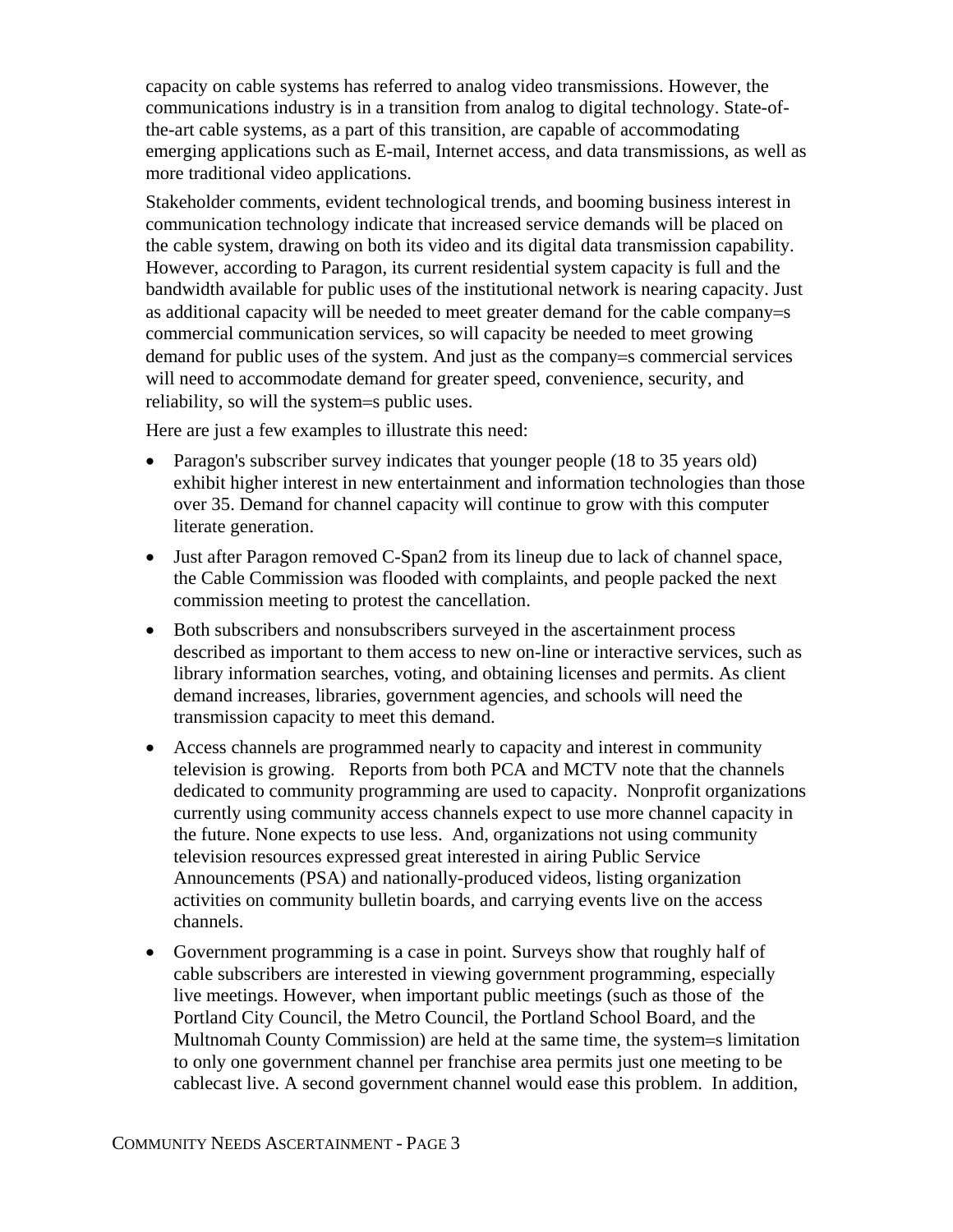capacity on cable systems has referred to analog video transmissions. However, the communications industry is in a transition from analog to digital technology. State-of-the-art cable systems, as a part of this transition, are capable of accommodating emerging applications such as E-mail, Internet access, and data transmissions, as well as more traditional video applications.

Stakeholder comments, evident technological trends, and booming business interest in communication technology indicate that increased service demands will be placed on the cable system, drawing on both its video and its digital data transmission capability. However, according to Paragon, its current residential system capacity is full and the bandwidth available for public uses of the institutional network is nearing capacity. Just as additional capacity will be needed to meet greater demand for the cable company=s commercial communication services, so will capacity be needed to meet growing demand for public uses of the system. And just as the company=s commercial services will need to accommodate demand for greater speed, convenience, security, and reliability, so will the system=s public uses.

Here are just a few examples to illustrate this need:

- Paragon's subscriber survey indicates that younger people (18 to 35 years old) exhibit higher interest in new entertainment and information technologies than those over 35. Demand for channel capacity will continue to grow with this computer literate generation.
- Just after Paragon removed C-Span2 from its lineup due to lack of channel space, the Cable Commission was flooded with complaints, and people packed the next commission meeting to protest the cancellation.
- Both subscribers and nonsubscribers surveyed in the ascertainment process described as important to them access to new on-line or interactive services, such as library information searches, voting, and obtaining licenses and permits. As client demand increases, libraries, government agencies, and schools will need the transmission capacity to meet this demand.
- Access channels are programmed nearly to capacity and interest in community television is growing. Reports from both PCA and MCTV note that the channels dedicated to community programming are used to capacity. Nonprofit organizations currently using community access channels expect to use more channel capacity in the future. None expects to use less. And, organizations not using community television resources expressed great interested in airing Public Service Announcements (PSA) and nationally-produced videos, listing organization activities on community bulletin boards, and carrying events live on the access channels.
- Government programming is a case in point. Surveys show that roughly half of cable subscribers are interested in viewing government programming, especially live meetings. However, when important public meetings (such as those of the Portland City Council, the Metro Council, the Portland School Board, and the Multnomah County Commission) are held at the same time, the system=s limitation to only one government channel per franchise area permits just one meeting to be cablecast live. A second government channel would ease this problem. In addition,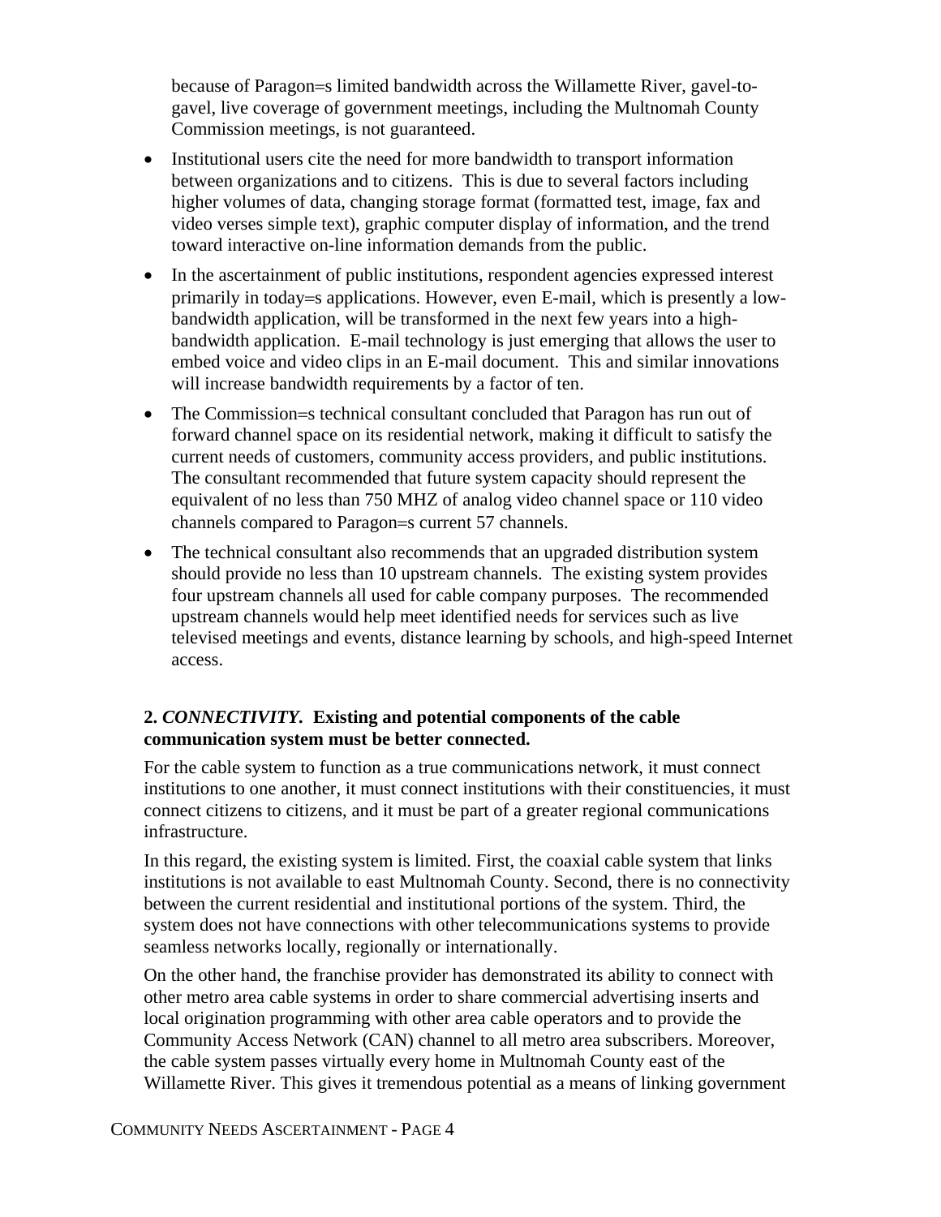because of Paragon=s limited bandwidth across the Willamette River, gavel-to-gavel, live coverage of government meetings, including the Multnomah County Commission meetings, is not guaranteed.

- Institutional users cite the need for more bandwidth to transport information between organizations and to citizens. This is due to several factors including higher volumes of data, changing storage format (formatted test, image, fax and video verses simple text), graphic computer display of information, and the trend toward interactive on-line information demands from the public.
- In the ascertainment of public institutions, respondent agencies expressed interest primarily in today=s applications. However, even E-mail, which is presently a low-bandwidth application, will be transformed in the next few years into a high-bandwidth application. E-mail technology is just emerging that allows the user to embed voice and video clips in an E-mail document. This and similar innovations will increase bandwidth requirements by a factor of ten.
- The Commission=s technical consultant concluded that Paragon has run out of forward channel space on its residential network, making it difficult to satisfy the current needs of customers, community access providers, and public institutions. The consultant recommended that future system capacity should represent the equivalent of no less than 750 MHZ of analog video channel space or 110 video channels compared to Paragon=s current 57 channels.
- The technical consultant also recommends that an upgraded distribution system should provide no less than 10 upstream channels. The existing system provides four upstream channels all used for cable company purposes. The recommended upstream channels would help meet identified needs for services such as live televised meetings and events, distance learning by schools, and high-speed Internet access.

**2. *CONNECTIVITY.* Existing and potential components of the cable communication system must be better connected.**

For the cable system to function as a true communications network, it must connect institutions to one another, it must connect institutions with their constituencies, it must connect citizens to citizens, and it must be part of a greater regional communications infrastructure.

In this regard, the existing system is limited. First, the coaxial cable system that links institutions is not available to east Multnomah County. Second, there is no connectivity between the current residential and institutional portions of the system. Third, the system does not have connections with other telecommunications systems to provide seamless networks locally, regionally or internationally.

On the other hand, the franchise provider has demonstrated its ability to connect with other metro area cable systems in order to share commercial advertising inserts and local origination programming with other area cable operators and to provide the Community Access Network (CAN) channel to all metro area subscribers. Moreover, the cable system passes virtually every home in Multnomah County east of the Willamette River. This gives it tremendous potential as a means of linking government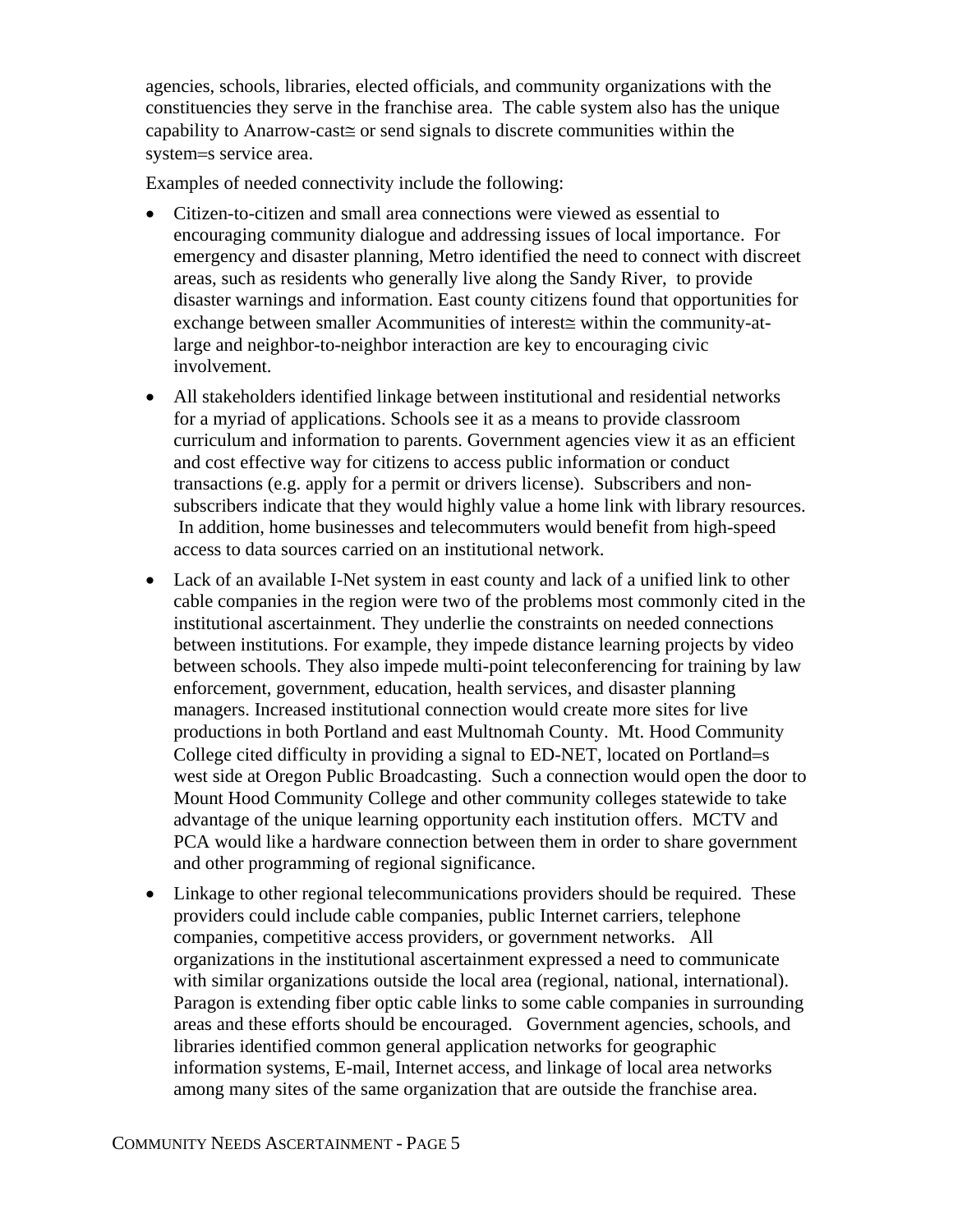agencies, schools, libraries, elected officials, and community organizations with the constituencies they serve in the franchise area. The cable system also has the unique capability to Anarrow-cast≅ or send signals to discrete communities within the system=s service area.

Examples of needed connectivity include the following:

- Citizen-to-citizen and small area connections were viewed as essential to encouraging community dialogue and addressing issues of local importance. For emergency and disaster planning, Metro identified the need to connect with discreet areas, such as residents who generally live along the Sandy River, to provide disaster warnings and information. East county citizens found that opportunities for exchange between smaller Acommunities of interest≅ within the community-at-large and neighbor-to-neighbor interaction are key to encouraging civic involvement.
- All stakeholders identified linkage between institutional and residential networks for a myriad of applications. Schools see it as a means to provide classroom curriculum and information to parents. Government agencies view it as an efficient and cost effective way for citizens to access public information or conduct transactions (e.g. apply for a permit or drivers license). Subscribers and non-subscribers indicate that they would highly value a home link with library resources. In addition, home businesses and telecommuters would benefit from high-speed access to data sources carried on an institutional network.
- Lack of an available I-Net system in east county and lack of a unified link to other cable companies in the region were two of the problems most commonly cited in the institutional ascertainment. They underlie the constraints on needed connections between institutions. For example, they impede distance learning projects by video between schools. They also impede multi-point teleconferencing for training by law enforcement, government, education, health services, and disaster planning managers. Increased institutional connection would create more sites for live productions in both Portland and east Multnomah County. Mt. Hood Community College cited difficulty in providing a signal to ED-NET, located on Portland=s west side at Oregon Public Broadcasting. Such a connection would open the door to Mount Hood Community College and other community colleges statewide to take advantage of the unique learning opportunity each institution offers. MCTV and PCA would like a hardware connection between them in order to share government and other programming of regional significance.
- Linkage to other regional telecommunications providers should be required. These providers could include cable companies, public Internet carriers, telephone companies, competitive access providers, or government networks. All organizations in the institutional ascertainment expressed a need to communicate with similar organizations outside the local area (regional, national, international). Paragon is extending fiber optic cable links to some cable companies in surrounding areas and these efforts should be encouraged. Government agencies, schools, and libraries identified common general application networks for geographic information systems, E-mail, Internet access, and linkage of local area networks among many sites of the same organization that are outside the franchise area.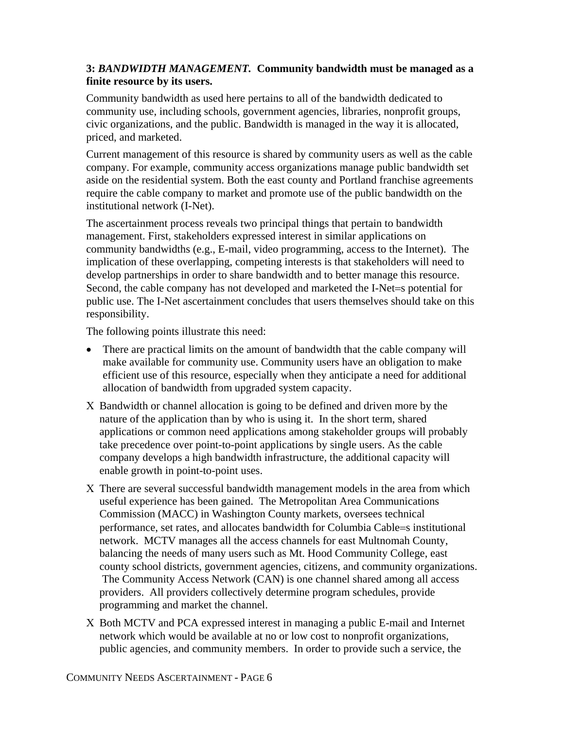**3: *BANDWIDTH MANAGEMENT.* Community bandwidth must be managed as a finite resource by its users.**

Community bandwidth as used here pertains to all of the bandwidth dedicated to community use, including schools, government agencies, libraries, nonprofit groups, civic organizations, and the public. Bandwidth is managed in the way it is allocated, priced, and marketed.

Current management of this resource is shared by community users as well as the cable company. For example, community access organizations manage public bandwidth set aside on the residential system. Both the east county and Portland franchise agreements require the cable company to market and promote use of the public bandwidth on the institutional network (I-Net).

The ascertainment process reveals two principal things that pertain to bandwidth management. First, stakeholders expressed interest in similar applications on community bandwidths (e.g., E-mail, video programming, access to the Internet). The implication of these overlapping, competing interests is that stakeholders will need to develop partnerships in order to share bandwidth and to better manage this resource. Second, the cable company has not developed and marketed the I-Net=s potential for public use. The I-Net ascertainment concludes that users themselves should take on this responsibility.

The following points illustrate this need:

- There are practical limits on the amount of bandwidth that the cable company will make available for community use. Community users have an obligation to make efficient use of this resource, especially when they anticipate a need for additional allocation of bandwidth from upgraded system capacity.
- Bandwidth or channel allocation is going to be defined and driven more by the nature of the application than by who is using it. In the short term, shared applications or common need applications among stakeholder groups will probably take precedence over point-to-point applications by single users. As the cable company develops a high bandwidth infrastructure, the additional capacity will enable growth in point-to-point uses.
- There are several successful bandwidth management models in the area from which useful experience has been gained. The Metropolitan Area Communications Commission (MACC) in Washington County markets, oversees technical performance, set rates, and allocates bandwidth for Columbia Cable=s institutional network. MCTV manages all the access channels for east Multnomah County, balancing the needs of many users such as Mt. Hood Community College, east county school districts, government agencies, citizens, and community organizations. The Community Access Network (CAN) is one channel shared among all access providers. All providers collectively determine program schedules, provide programming and market the channel.
- Both MCTV and PCA expressed interest in managing a public E-mail and Internet network which would be available at no or low cost to nonprofit organizations, public agencies, and community members. In order to provide such a service, the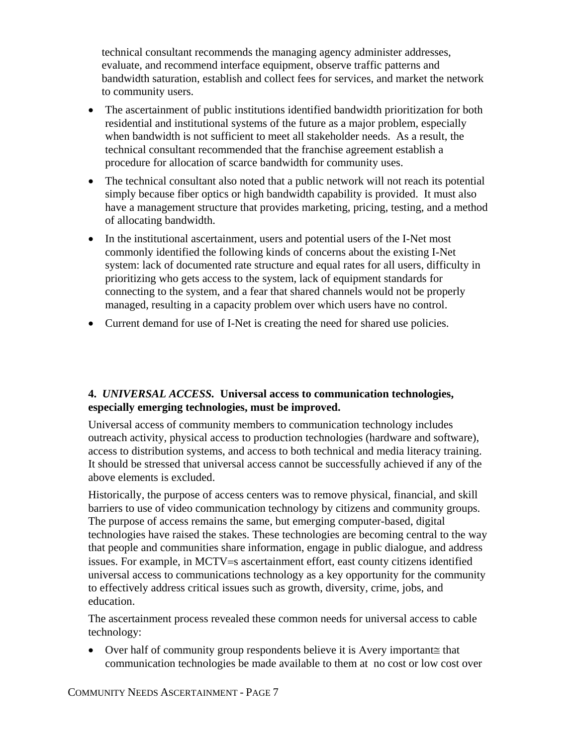technical consultant recommends the managing agency administer addresses, evaluate, and recommend interface equipment, observe traffic patterns and bandwidth saturation, establish and collect fees for services, and market the network to community users.

- The ascertainment of public institutions identified bandwidth prioritization for both residential and institutional systems of the future as a major problem, especially when bandwidth is not sufficient to meet all stakeholder needs. As a result, the technical consultant recommended that the franchise agreement establish a procedure for allocation of scarce bandwidth for community uses.
- The technical consultant also noted that a public network will not reach its potential simply because fiber optics or high bandwidth capability is provided. It must also have a management structure that provides marketing, pricing, testing, and a method of allocating bandwidth.
- In the institutional ascertainment, users and potential users of the I-Net most commonly identified the following kinds of concerns about the existing I-Net system: lack of documented rate structure and equal rates for all users, difficulty in prioritizing who gets access to the system, lack of equipment standards for connecting to the system, and a fear that shared channels would not be properly managed, resulting in a capacity problem over which users have no control.
- Current demand for use of I-Net is creating the need for shared use policies.

**4. *UNIVERSAL ACCESS.* Universal access to communication technologies, especially emerging technologies, must be improved.**

Universal access of community members to communication technology includes outreach activity, physical access to production technologies (hardware and software), access to distribution systems, and access to both technical and media literacy training. It should be stressed that universal access cannot be successfully achieved if any of the above elements is excluded.

Historically, the purpose of access centers was to remove physical, financial, and skill barriers to use of video communication technology by citizens and community groups. The purpose of access remains the same, but emerging computer-based, digital technologies have raised the stakes. These technologies are becoming central to the way that people and communities share information, engage in public dialogue, and address issues. For example, in MCTV=s ascertainment effort, east county citizens identified universal access to communications technology as a key opportunity for the community to effectively address critical issues such as growth, diversity, crime, jobs, and education.

The ascertainment process revealed these common needs for universal access to cable technology:

- Over half of community group respondents believe it is Avery important≅ that communication technologies be made available to them at no cost or low cost over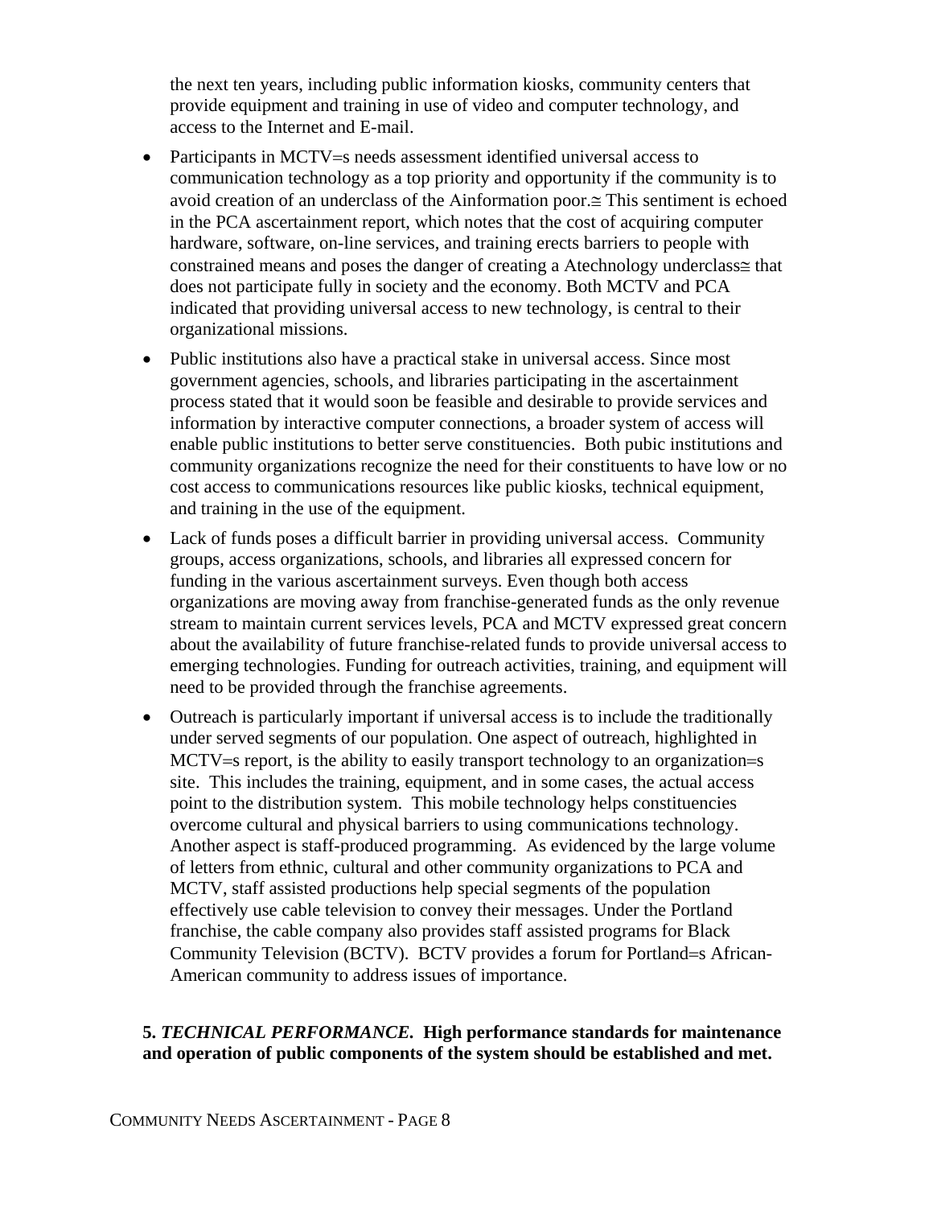the next ten years, including public information kiosks, community centers that provide equipment and training in use of video and computer technology, and access to the Internet and E-mail.

- Participants in MCTV=s needs assessment identified universal access to communication technology as a top priority and opportunity if the community is to avoid creation of an underclass of the Ainformation poor.≅ This sentiment is echoed in the PCA ascertainment report, which notes that the cost of acquiring computer hardware, software, on-line services, and training erects barriers to people with constrained means and poses the danger of creating a Atechnology underclass≅ that does not participate fully in society and the economy. Both MCTV and PCA indicated that providing universal access to new technology, is central to their organizational missions.
- Public institutions also have a practical stake in universal access. Since most government agencies, schools, and libraries participating in the ascertainment process stated that it would soon be feasible and desirable to provide services and information by interactive computer connections, a broader system of access will enable public institutions to better serve constituencies. Both pubic institutions and community organizations recognize the need for their constituents to have low or no cost access to communications resources like public kiosks, technical equipment, and training in the use of the equipment.
- Lack of funds poses a difficult barrier in providing universal access. Community groups, access organizations, schools, and libraries all expressed concern for funding in the various ascertainment surveys. Even though both access organizations are moving away from franchise-generated funds as the only revenue stream to maintain current services levels, PCA and MCTV expressed great concern about the availability of future franchise-related funds to provide universal access to emerging technologies. Funding for outreach activities, training, and equipment will need to be provided through the franchise agreements.
- Outreach is particularly important if universal access is to include the traditionally under served segments of our population. One aspect of outreach, highlighted in MCTV=s report, is the ability to easily transport technology to an organization=s site. This includes the training, equipment, and in some cases, the actual access point to the distribution system. This mobile technology helps constituencies overcome cultural and physical barriers to using communications technology. Another aspect is staff-produced programming. As evidenced by the large volume of letters from ethnic, cultural and other community organizations to PCA and MCTV, staff assisted productions help special segments of the population effectively use cable television to convey their messages. Under the Portland franchise, the cable company also provides staff assisted programs for Black Community Television (BCTV). BCTV provides a forum for Portland=s African-American community to address issues of importance.

**5. *TECHNICAL PERFORMANCE*. High performance standards for maintenance and operation of public components of the system should be established and met.**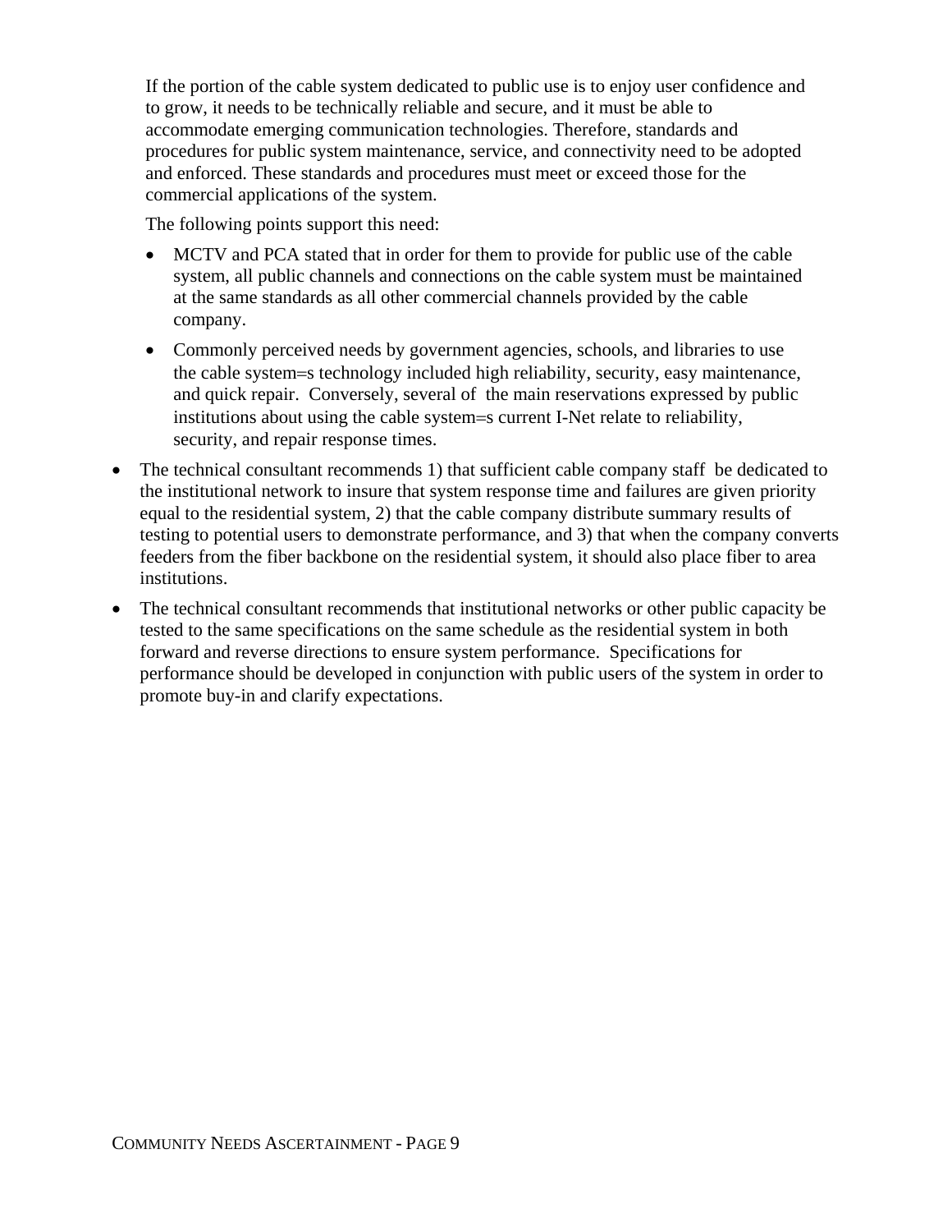If the portion of the cable system dedicated to public use is to enjoy user confidence and to grow, it needs to be technically reliable and secure, and it must be able to accommodate emerging communication technologies. Therefore, standards and procedures for public system maintenance, service, and connectivity need to be adopted and enforced. These standards and procedures must meet or exceed those for the commercial applications of the system.

The following points support this need:

- MCTV and PCA stated that in order for them to provide for public use of the cable system, all public channels and connections on the cable system must be maintained at the same standards as all other commercial channels provided by the cable company.
- Commonly perceived needs by government agencies, schools, and libraries to use the cable system=s technology included high reliability, security, easy maintenance, and quick repair. Conversely, several of the main reservations expressed by public institutions about using the cable system=s current I-Net relate to reliability, security, and repair response times.

- The technical consultant recommends 1) that sufficient cable company staff be dedicated to the institutional network to insure that system response time and failures are given priority equal to the residential system, 2) that the cable company distribute summary results of testing to potential users to demonstrate performance, and 3) that when the company converts feeders from the fiber backbone on the residential system, it should also place fiber to area institutions.
- The technical consultant recommends that institutional networks or other public capacity be tested to the same specifications on the same schedule as the residential system in both forward and reverse directions to ensure system performance. Specifications for performance should be developed in conjunction with public users of the system in order to promote buy-in and clarify expectations.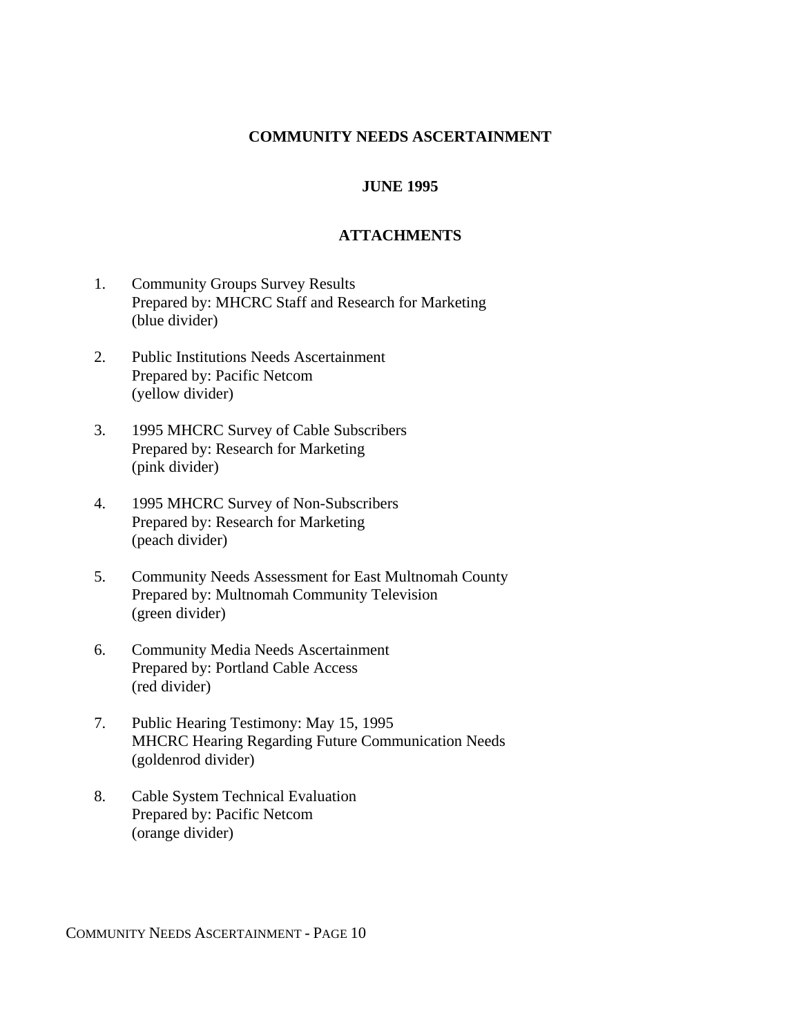**COMMUNITY NEEDS ASCERTAINMENT**

**JUNE 1995**

**ATTACHMENTS**

1. Community Groups Survey Results
   Prepared by: MHCRC Staff and Research for Marketing
   (blue divider)

2. Public Institutions Needs Ascertainment
   Prepared by: Pacific Netcom
   (yellow divider)

3. 1995 MHCRC Survey of Cable Subscribers
   Prepared by: Research for Marketing
   (pink divider)

4. 1995 MHCRC Survey of Non-Subscribers
   Prepared by: Research for Marketing
   (peach divider)

5. Community Needs Assessment for East Multnomah County
   Prepared by: Multnomah Community Television
   (green divider)

6. Community Media Needs Ascertainment
   Prepared by: Portland Cable Access
   (red divider)

7. Public Hearing Testimony: May 15, 1995
   MHCRC Hearing Regarding Future Communication Needs
   (goldenrod divider)

8. Cable System Technical Evaluation
   Prepared by: Pacific Netcom
   (orange divider)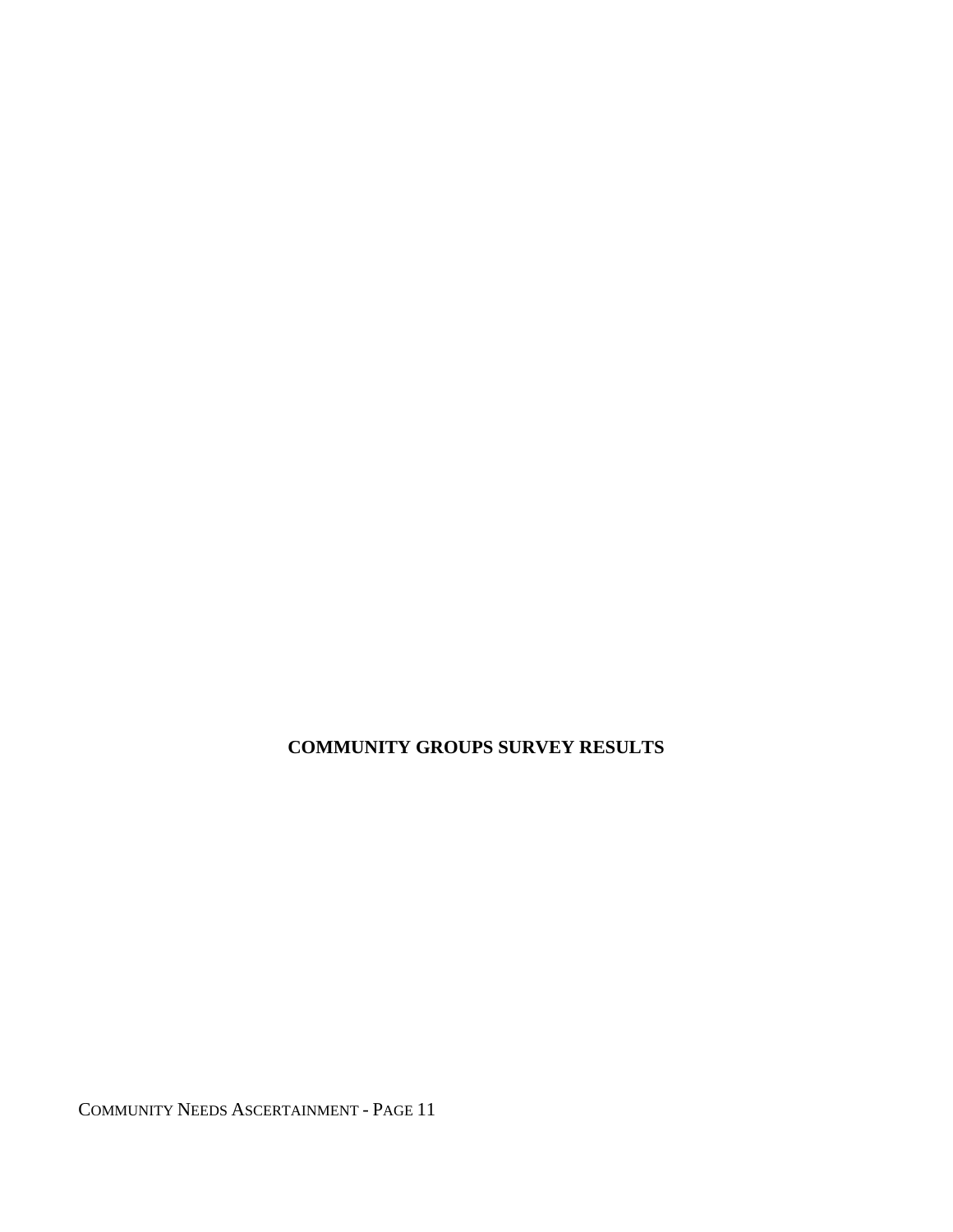**COMMUNITY GROUPS SURVEY RESULTS**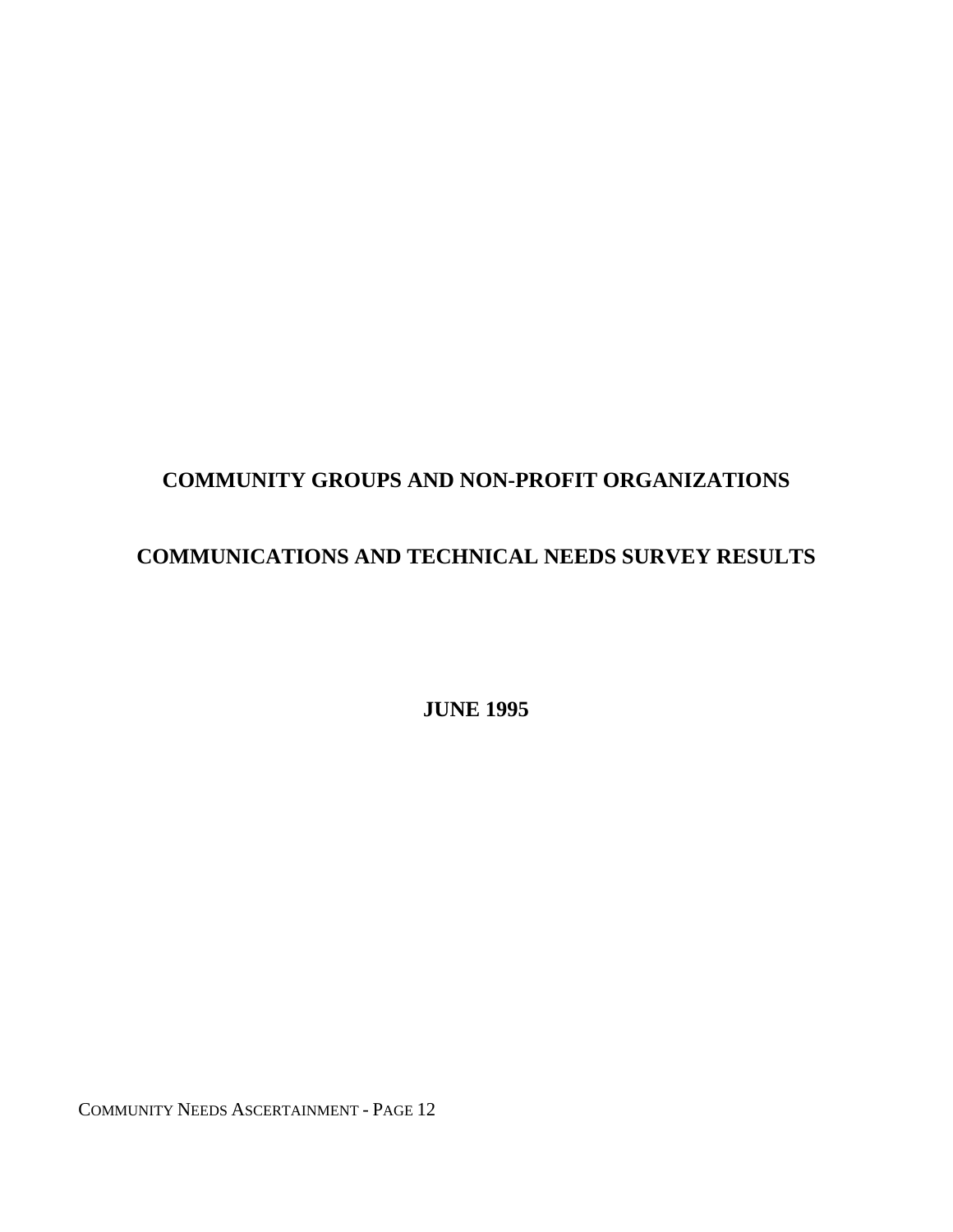# COMMUNITY GROUPS AND NON-PROFIT ORGANIZATIONS

# COMMUNICATIONS AND TECHNICAL NEEDS SURVEY RESULTS

**JUNE 1995**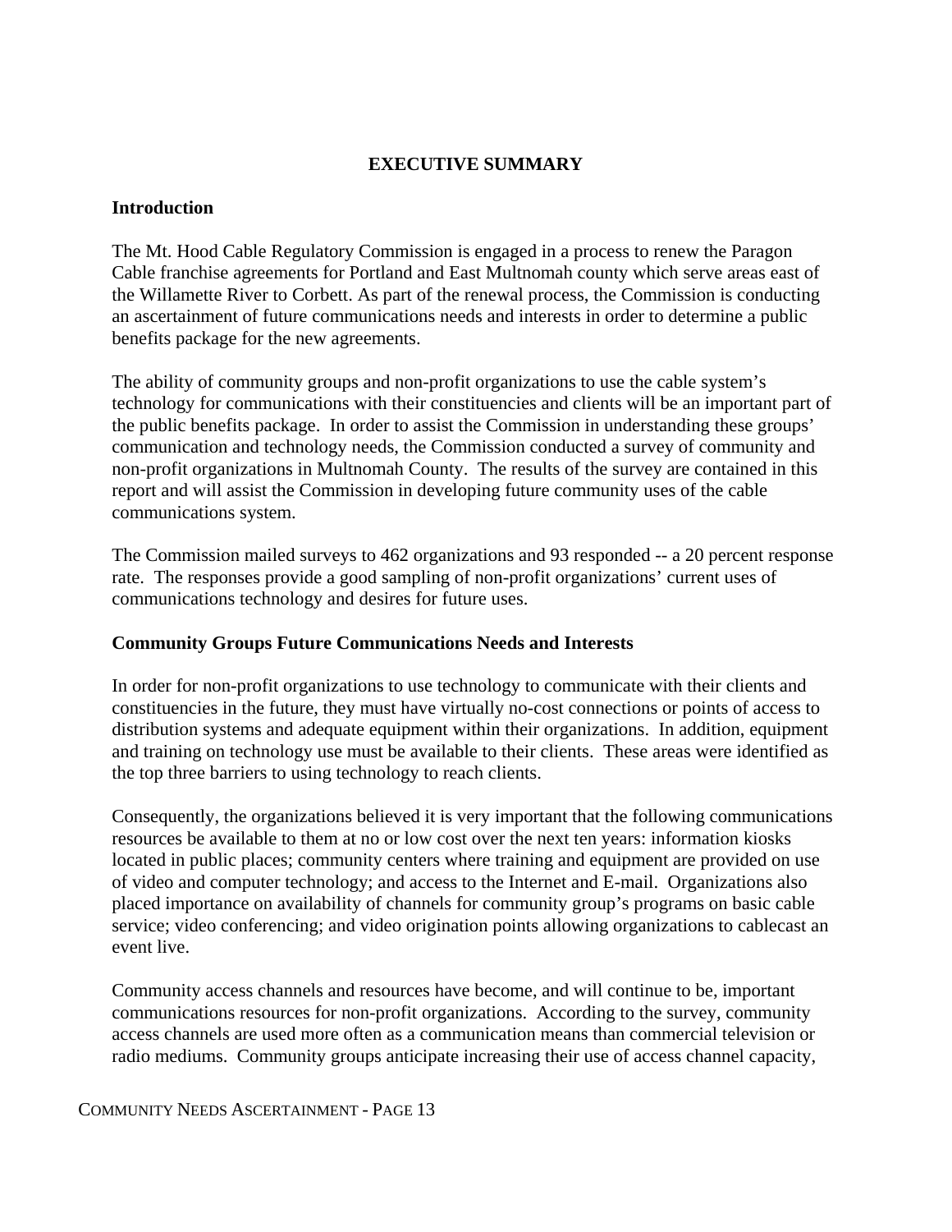## EXECUTIVE SUMMARY

### Introduction

The Mt. Hood Cable Regulatory Commission is engaged in a process to renew the Paragon Cable franchise agreements for Portland and East Multnomah county which serve areas east of the Willamette River to Corbett. As part of the renewal process, the Commission is conducting an ascertainment of future communications needs and interests in order to determine a public benefits package for the new agreements.

The ability of community groups and non-profit organizations to use the cable system's technology for communications with their constituencies and clients will be an important part of the public benefits package. In order to assist the Commission in understanding these groups' communication and technology needs, the Commission conducted a survey of community and non-profit organizations in Multnomah County. The results of the survey are contained in this report and will assist the Commission in developing future community uses of the cable communications system.

The Commission mailed surveys to 462 organizations and 93 responded -- a 20 percent response rate. The responses provide a good sampling of non-profit organizations' current uses of communications technology and desires for future uses.

### Community Groups Future Communications Needs and Interests

In order for non-profit organizations to use technology to communicate with their clients and constituencies in the future, they must have virtually no-cost connections or points of access to distribution systems and adequate equipment within their organizations. In addition, equipment and training on technology use must be available to their clients. These areas were identified as the top three barriers to using technology to reach clients.

Consequently, the organizations believed it is very important that the following communications resources be available to them at no or low cost over the next ten years: information kiosks located in public places; community centers where training and equipment are provided on use of video and computer technology; and access to the Internet and E-mail. Organizations also placed importance on availability of channels for community group's programs on basic cable service; video conferencing; and video origination points allowing organizations to cablecast an event live.

Community access channels and resources have become, and will continue to be, important communications resources for non-profit organizations. According to the survey, community access channels are used more often as a communication means than commercial television or radio mediums. Community groups anticipate increasing their use of access channel capacity,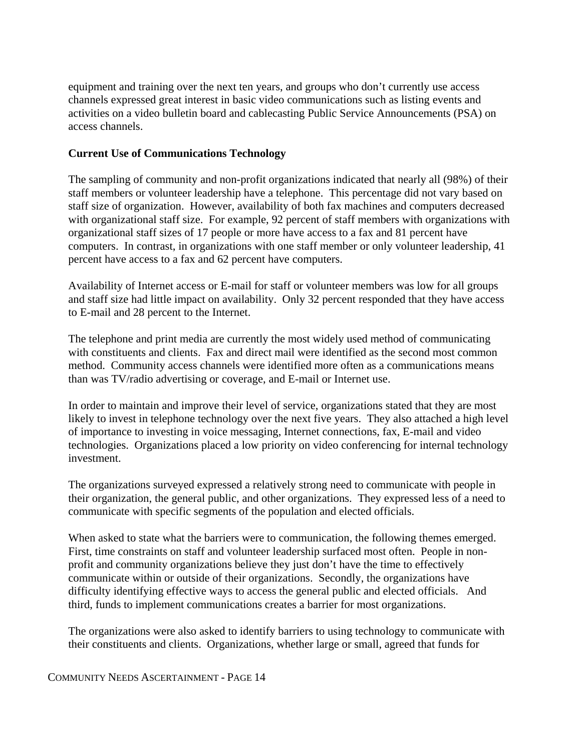equipment and training over the next ten years, and groups who don't currently use access channels expressed great interest in basic video communications such as listing events and activities on a video bulletin board and cablecasting Public Service Announcements (PSA) on access channels.

**Current Use of Communications Technology**

The sampling of community and non-profit organizations indicated that nearly all (98%) of their staff members or volunteer leadership have a telephone. This percentage did not vary based on staff size of organization. However, availability of both fax machines and computers decreased with organizational staff size. For example, 92 percent of staff members with organizations with organizational staff sizes of 17 people or more have access to a fax and 81 percent have computers. In contrast, in organizations with one staff member or only volunteer leadership, 41 percent have access to a fax and 62 percent have computers.

Availability of Internet access or E-mail for staff or volunteer members was low for all groups and staff size had little impact on availability. Only 32 percent responded that they have access to E-mail and 28 percent to the Internet.

The telephone and print media are currently the most widely used method of communicating with constituents and clients. Fax and direct mail were identified as the second most common method. Community access channels were identified more often as a communications means than was TV/radio advertising or coverage, and E-mail or Internet use.

In order to maintain and improve their level of service, organizations stated that they are most likely to invest in telephone technology over the next five years. They also attached a high level of importance to investing in voice messaging, Internet connections, fax, E-mail and video technologies. Organizations placed a low priority on video conferencing for internal technology investment.

The organizations surveyed expressed a relatively strong need to communicate with people in their organization, the general public, and other organizations. They expressed less of a need to communicate with specific segments of the population and elected officials.

When asked to state what the barriers were to communication, the following themes emerged. First, time constraints on staff and volunteer leadership surfaced most often. People in non-profit and community organizations believe they just don't have the time to effectively communicate within or outside of their organizations. Secondly, the organizations have difficulty identifying effective ways to access the general public and elected officials. And third, funds to implement communications creates a barrier for most organizations.

The organizations were also asked to identify barriers to using technology to communicate with their constituents and clients. Organizations, whether large or small, agreed that funds for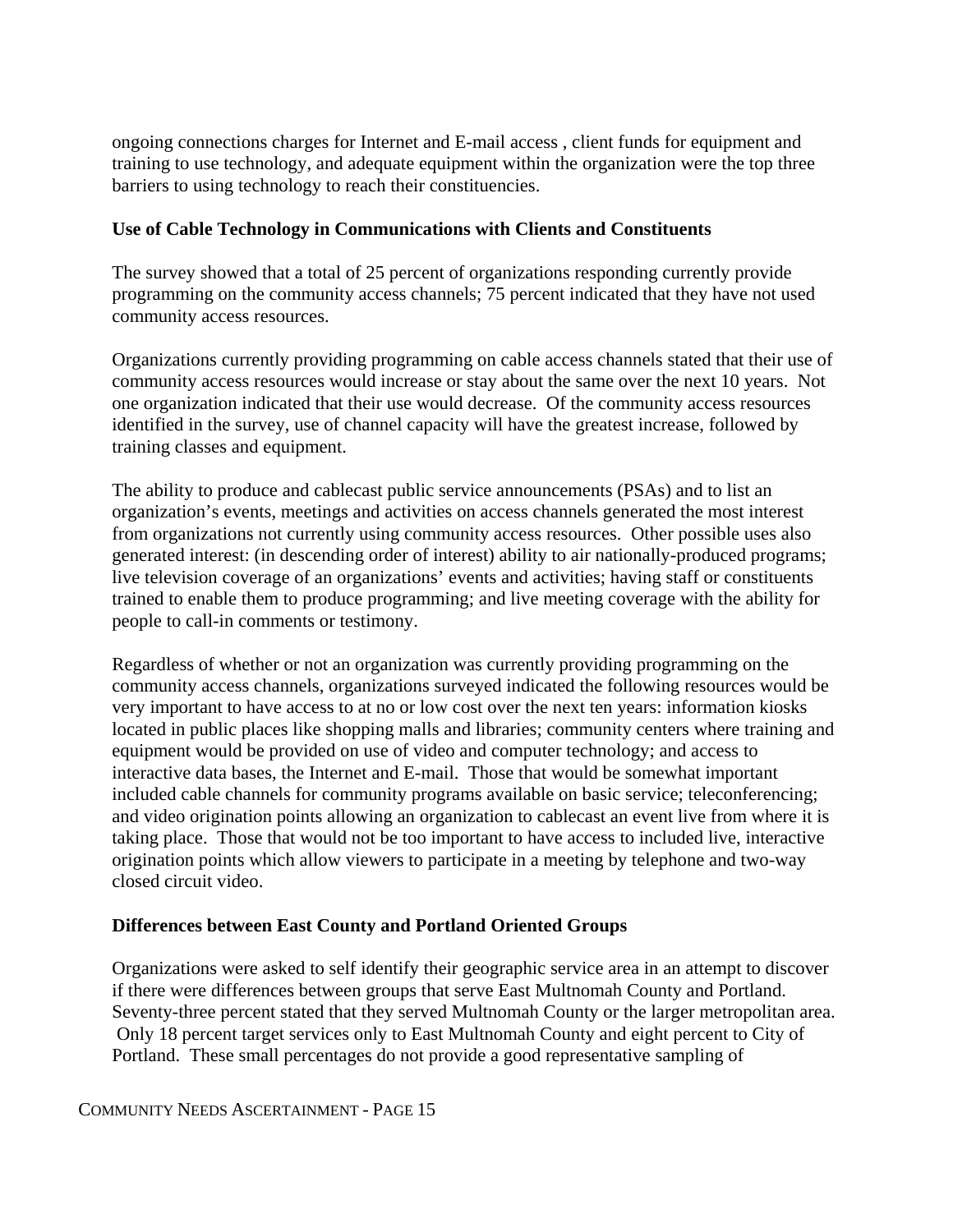ongoing connections charges for Internet and E-mail access , client funds for equipment and training to use technology, and adequate equipment within the organization were the top three barriers to using technology to reach their constituencies.

**Use of Cable Technology in Communications with Clients and Constituents**

The survey showed that a total of 25 percent of organizations responding currently provide programming on the community access channels; 75 percent indicated that they have not used community access resources.

Organizations currently providing programming on cable access channels stated that their use of community access resources would increase or stay about the same over the next 10 years. Not one organization indicated that their use would decrease. Of the community access resources identified in the survey, use of channel capacity will have the greatest increase, followed by training classes and equipment.

The ability to produce and cablecast public service announcements (PSAs) and to list an organization's events, meetings and activities on access channels generated the most interest from organizations not currently using community access resources. Other possible uses also generated interest: (in descending order of interest) ability to air nationally-produced programs; live television coverage of an organizations' events and activities; having staff or constituents trained to enable them to produce programming; and live meeting coverage with the ability for people to call-in comments or testimony.

Regardless of whether or not an organization was currently providing programming on the community access channels, organizations surveyed indicated the following resources would be very important to have access to at no or low cost over the next ten years: information kiosks located in public places like shopping malls and libraries; community centers where training and equipment would be provided on use of video and computer technology; and access to interactive data bases, the Internet and E-mail. Those that would be somewhat important included cable channels for community programs available on basic service; teleconferencing; and video origination points allowing an organization to cablecast an event live from where it is taking place. Those that would not be too important to have access to included live, interactive origination points which allow viewers to participate in a meeting by telephone and two-way closed circuit video.

**Differences between East County and Portland Oriented Groups**

Organizations were asked to self identify their geographic service area in an attempt to discover if there were differences between groups that serve East Multnomah County and Portland. Seventy-three percent stated that they served Multnomah County or the larger metropolitan area. Only 18 percent target services only to East Multnomah County and eight percent to City of Portland. These small percentages do not provide a good representative sampling of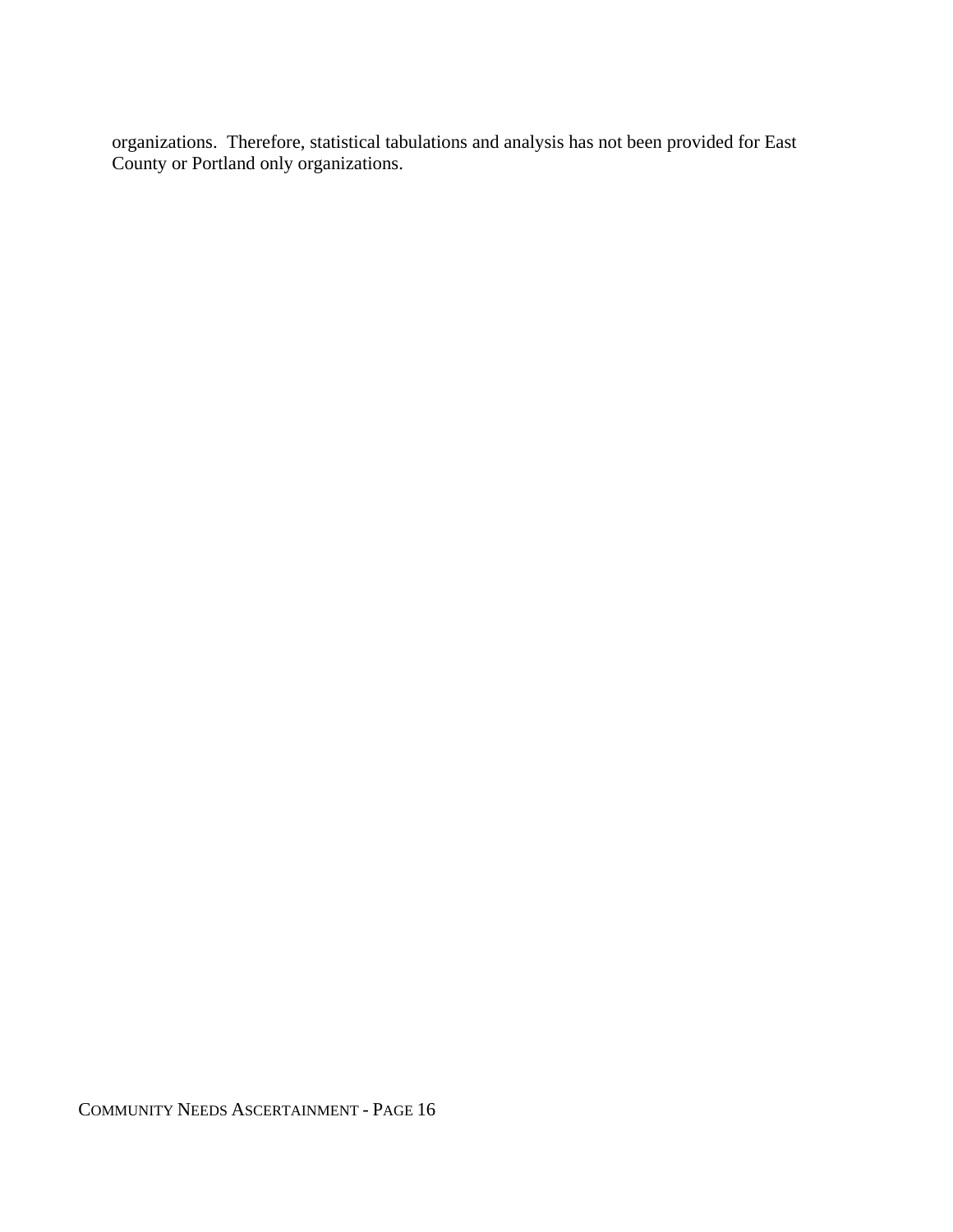organizations. Therefore, statistical tabulations and analysis has not been provided for East County or Portland only organizations.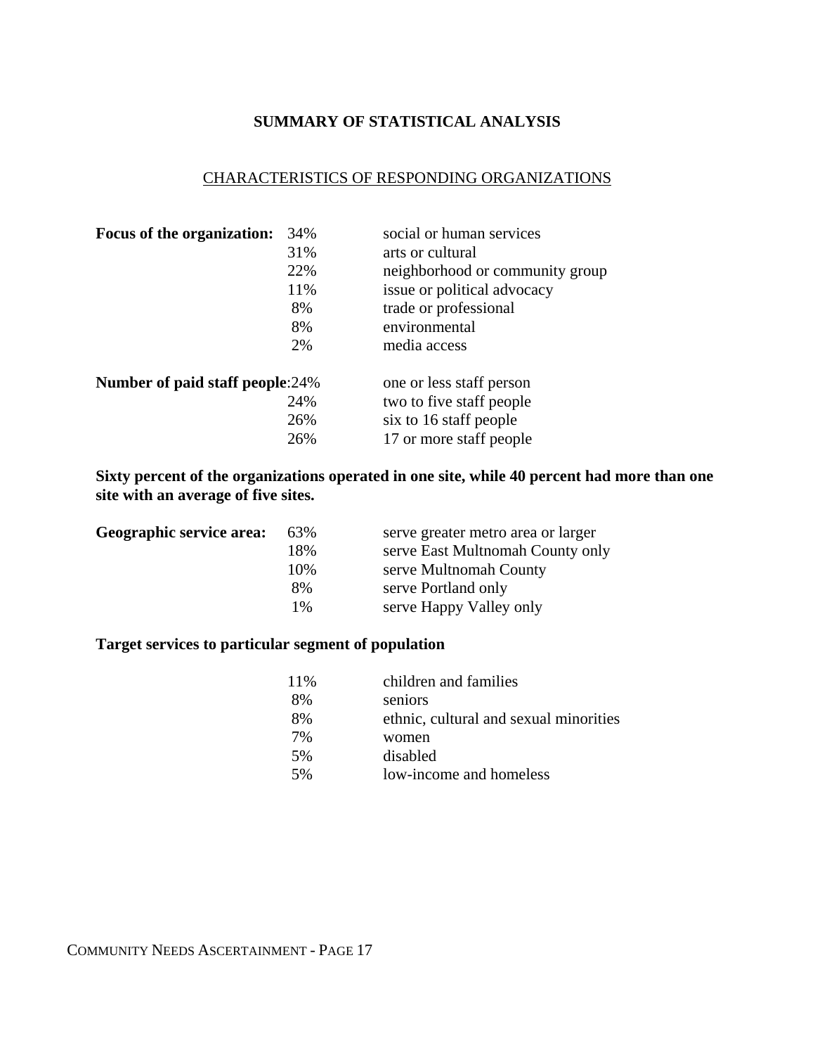# SUMMARY OF STATISTICAL ANALYSIS

## CHARACTERISTICS OF RESPONDING ORGANIZATIONS

**Focus of the organization:**

| | |
|---|---|
| 34% | social or human services |
| 31% | arts or cultural |
| 22% | neighborhood or community group |
| 11% | issue or political advocacy |
| 8% | trade or professional |
| 8% | environmental |
| 2% | media access |

**Number of paid staff people:**

| | |
|---|---|
| 24% | one or less staff person |
| 24% | two to five staff people |
| 26% | six to 16 staff people |
| 26% | 17 or more staff people |

**Sixty percent of the organizations operated in one site, while 40 percent had more than one site with an average of five sites.**

**Geographic service area:**

| | |
|---|---|
| 63% | serve greater metro area or larger |
| 18% | serve East Multnomah County only |
| 10% | serve Multnomah County |
| 8% | serve Portland only |
| 1% | serve Happy Valley only |

**Target services to particular segment of population**

| | |
|---|---|
| 11% | children and families |
| 8% | seniors |
| 8% | ethnic, cultural and sexual minorities |
| 7% | women |
| 5% | disabled |
| 5% | low-income and homeless |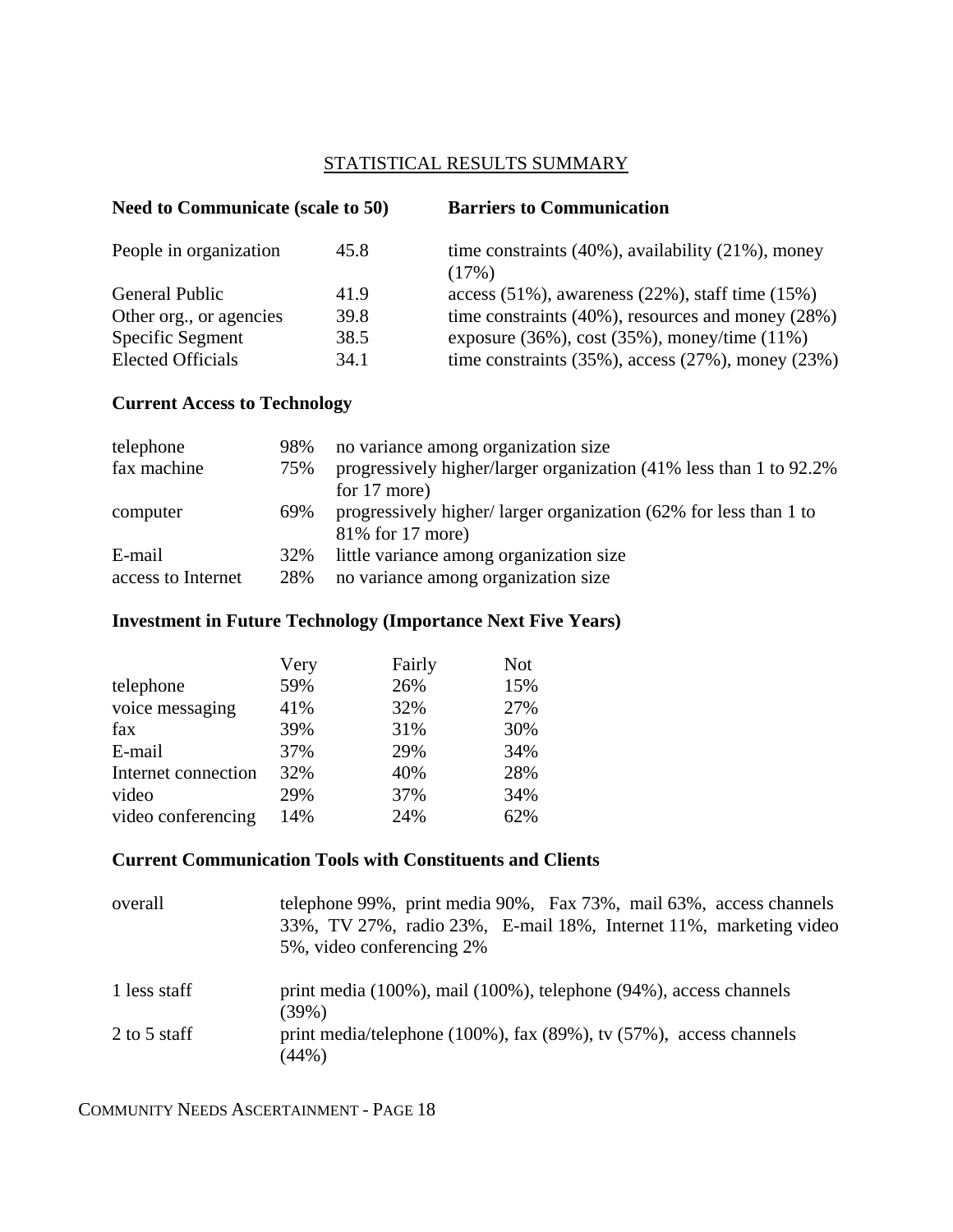## STATISTICAL RESULTS SUMMARY

| Need to Communicate (scale to 50) | | Barriers to Communication |
|---|---|---|
| People in organization | 45.8 | time constraints (40%), availability (21%), money (17%) |
| General Public | 41.9 | access (51%), awareness (22%), staff time (15%) |
| Other org., or agencies | 39.8 | time constraints (40%), resources and money (28%) |
| Specific Segment | 38.5 | exposure (36%), cost (35%), money/time (11%) |
| Elected Officials | 34.1 | time constraints (35%), access (27%), money (23%) |

### Current Access to Technology

| | | |
|---|---|---|
| telephone | 98% | no variance among organization size |
| fax machine | 75% | progressively higher/larger organization (41% less than 1 to 92.2% for 17 more) |
| computer | 69% | progressively higher/ larger organization (62% for less than 1 to 81% for 17 more) |
| E-mail | 32% | little variance among organization size |
| access to Internet | 28% | no variance among organization size |

### Investment in Future Technology (Importance Next Five Years)

| | Very | Fairly | Not |
|---|---|---|---|
| telephone | 59% | 26% | 15% |
| voice messaging | 41% | 32% | 27% |
| fax | 39% | 31% | 30% |
| E-mail | 37% | 29% | 34% |
| Internet connection | 32% | 40% | 28% |
| video | 29% | 37% | 34% |
| video conferencing | 14% | 24% | 62% |

### Current Communication Tools with Constituents and Clients

| | |
|---|---|
| overall | telephone 99%, print media 90%, Fax 73%, mail 63%, access channels 33%, TV 27%, radio 23%, E-mail 18%, Internet 11%, marketing video 5%, video conferencing 2% |
| 1 less staff | print media (100%), mail (100%), telephone (94%), access channels (39%) |
| 2 to 5 staff | print media/telephone (100%), fax (89%), tv (57%), access channels (44%) |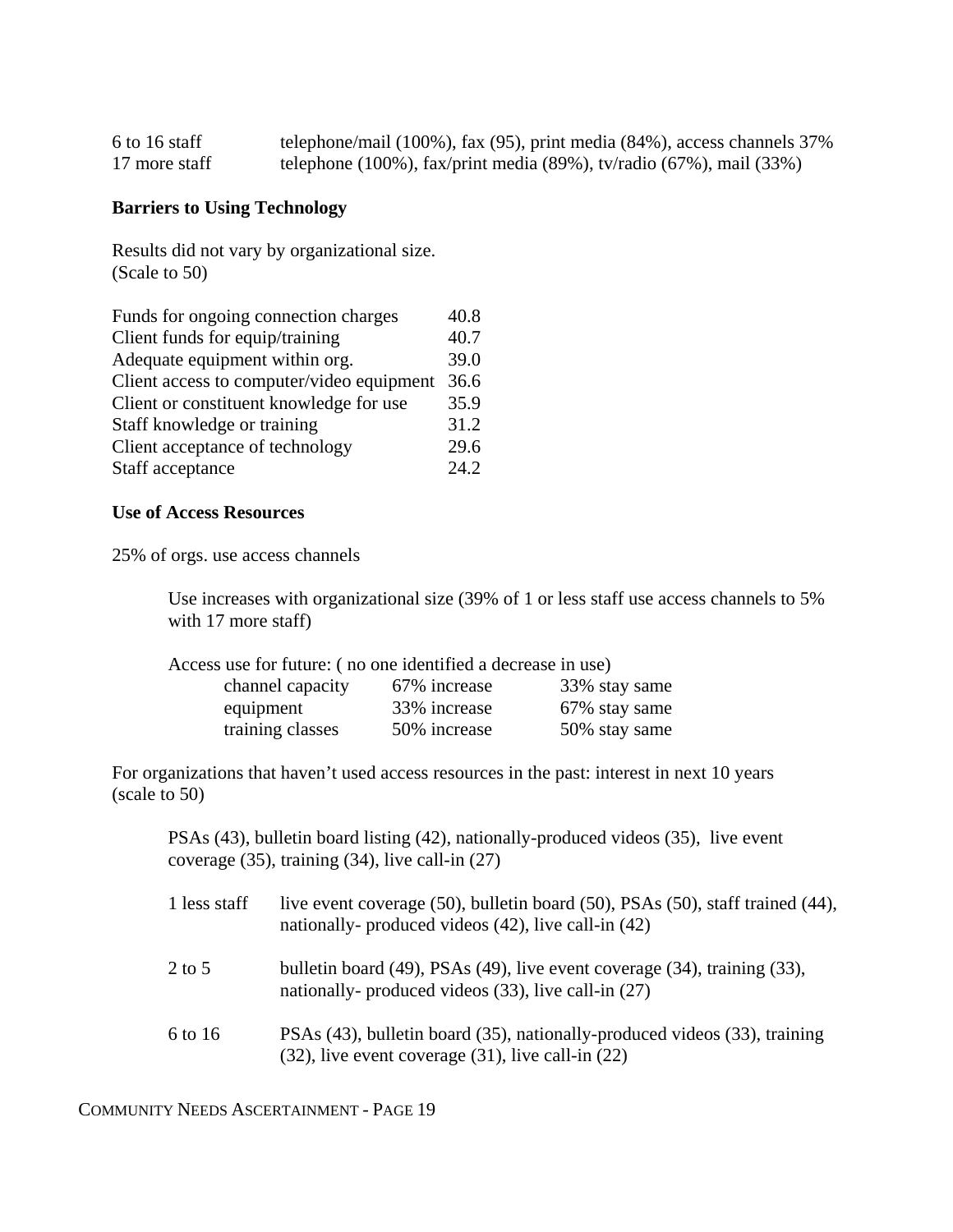| | |
|---|---|
| 6 to 16 staff | telephone/mail (100%), fax (95), print media (84%), access channels 37% |
| 17 more staff | telephone (100%), fax/print media (89%), tv/radio (67%), mail (33%) |

**Barriers to Using Technology**

Results did not vary by organizational size.
(Scale to 50)

| | |
|---|---|
| Funds for ongoing connection charges | 40.8 |
| Client funds for equip/training | 40.7 |
| Adequate equipment within org. | 39.0 |
| Client access to computer/video equipment | 36.6 |
| Client or constituent knowledge for use | 35.9 |
| Staff knowledge or training | 31.2 |
| Client acceptance of technology | 29.6 |
| Staff acceptance | 24.2 |

**Use of Access Resources**

25% of orgs. use access channels

Use increases with organizational size (39% of 1 or less staff use access channels to 5% with 17 more staff)

Access use for future: ( no one identified a decrease in use)

| | | |
|---|---|---|
| channel capacity | 67% increase | 33% stay same |
| equipment | 33% increase | 67% stay same |
| training classes | 50% increase | 50% stay same |

For organizations that haven't used access resources in the past: interest in next 10 years (scale to 50)

PSAs (43), bulletin board listing (42), nationally-produced videos (35), live event coverage (35), training (34), live call-in (27)

| | |
|---|---|
| 1 less staff | live event coverage (50), bulletin board (50), PSAs (50), staff trained (44), nationally- produced videos (42), live call-in (42) |
| 2 to 5 | bulletin board (49), PSAs (49), live event coverage (34), training (33), nationally- produced videos (33), live call-in (27) |
| 6 to 16 | PSAs (43), bulletin board (35), nationally-produced videos (33), training (32), live event coverage (31), live call-in (22) |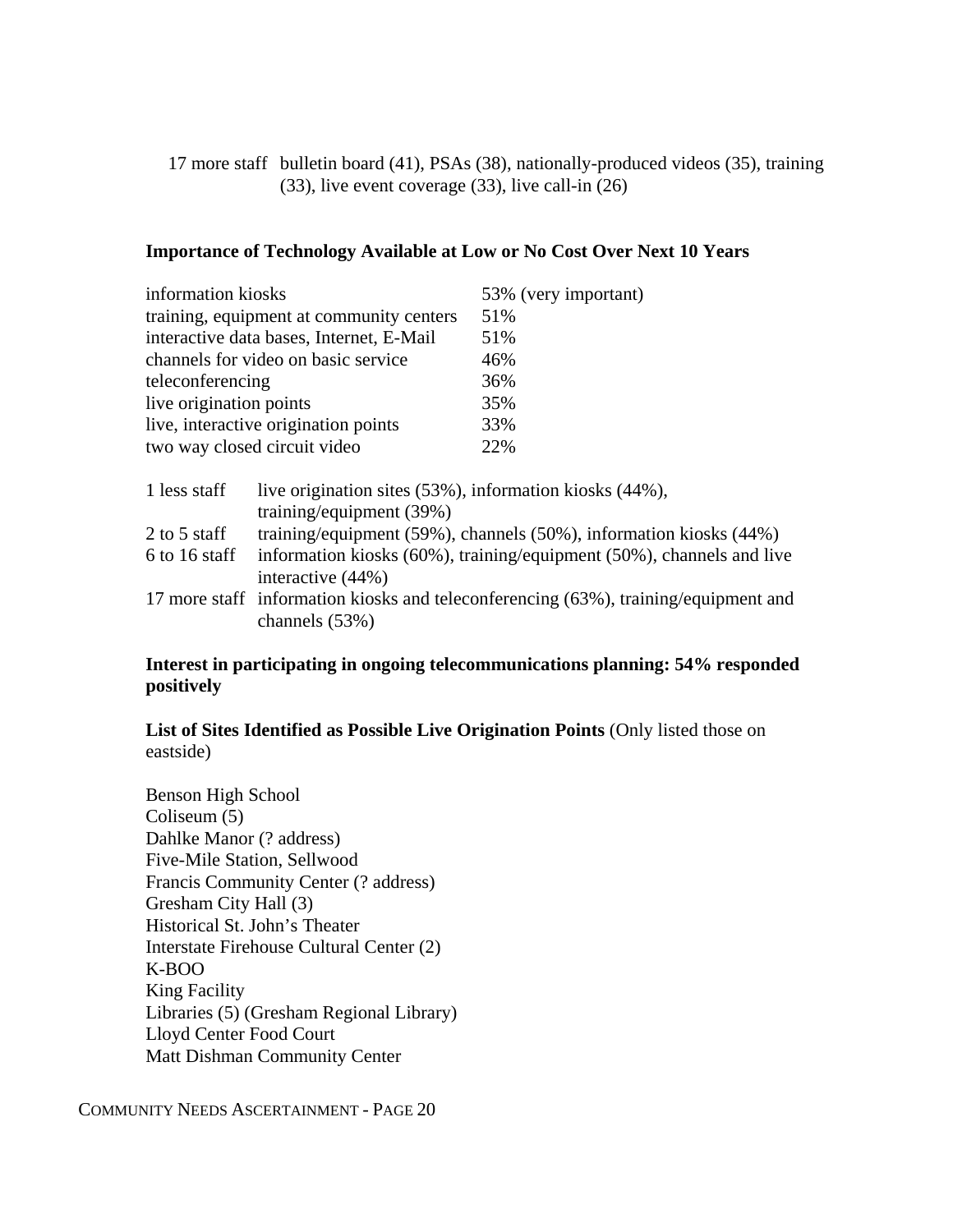| | |
|---|---|
| 17 more staff | bulletin board (41), PSAs (38), nationally-produced videos (35), training (33), live event coverage (33), live call-in (26) |

**Importance of Technology Available at Low or No Cost Over Next 10 Years**

| | |
|---|---|
| information kiosks | 53% (very important) |
| training, equipment at community centers | 51% |
| interactive data bases, Internet, E-Mail | 51% |
| channels for video on basic service | 46% |
| teleconferencing | 36% |
| live origination points | 35% |
| live, interactive origination points | 33% |
| two way closed circuit video | 22% |

| | |
|---|---|
| 1 less staff | live origination sites (53%), information kiosks (44%), training/equipment (39%) |
| 2 to 5 staff | training/equipment (59%), channels (50%), information kiosks (44%) |
| 6 to 16 staff | information kiosks (60%), training/equipment (50%), channels and live interactive (44%) |
| 17 more staff | information kiosks and teleconferencing (63%), training/equipment and channels (53%) |

**Interest in participating in ongoing telecommunications planning: 54% responded positively**

**List of Sites Identified as Possible Live Origination Points** (Only listed those on eastside)

Benson High School
Coliseum (5)
Dahlke Manor (? address)
Five-Mile Station, Sellwood
Francis Community Center (? address)
Gresham City Hall (3)
Historical St. John's Theater
Interstate Firehouse Cultural Center (2)
K-BOO
King Facility
Libraries (5) (Gresham Regional Library)
Lloyd Center Food Court
Matt Dishman Community Center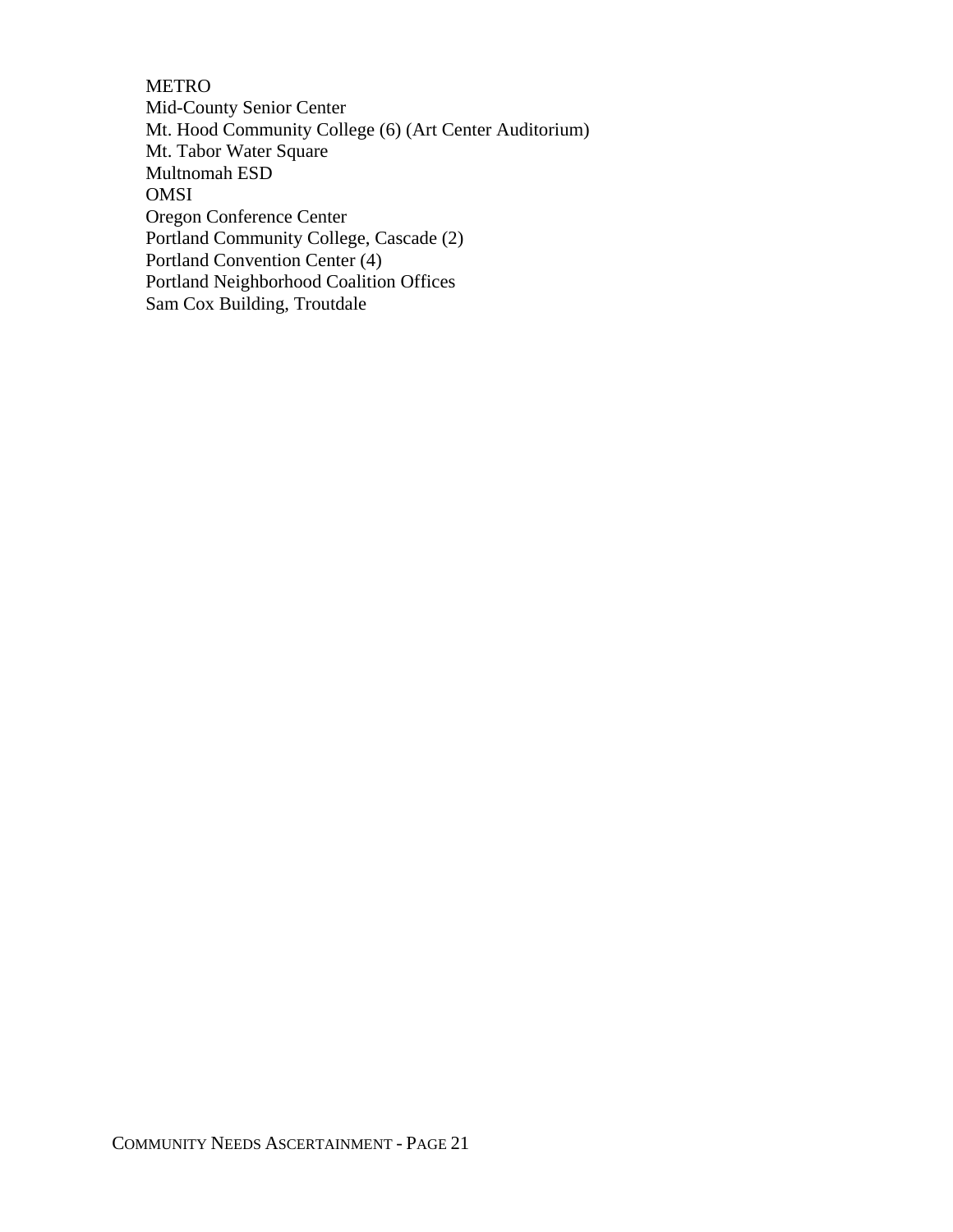METRO
Mid-County Senior Center
Mt. Hood Community College (6) (Art Center Auditorium)
Mt. Tabor Water Square
Multnomah ESD
OMSI
Oregon Conference Center
Portland Community College, Cascade (2)
Portland Convention Center (4)
Portland Neighborhood Coalition Offices
Sam Cox Building, Troutdale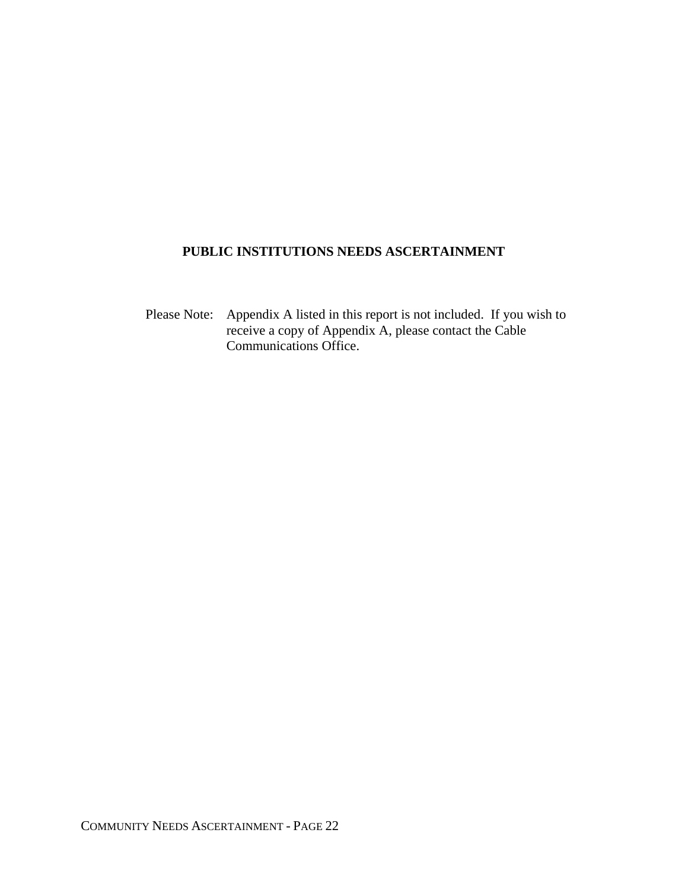## PUBLIC INSTITUTIONS NEEDS ASCERTAINMENT

Please Note: Appendix A listed in this report is not included. If you wish to receive a copy of Appendix A, please contact the Cable Communications Office.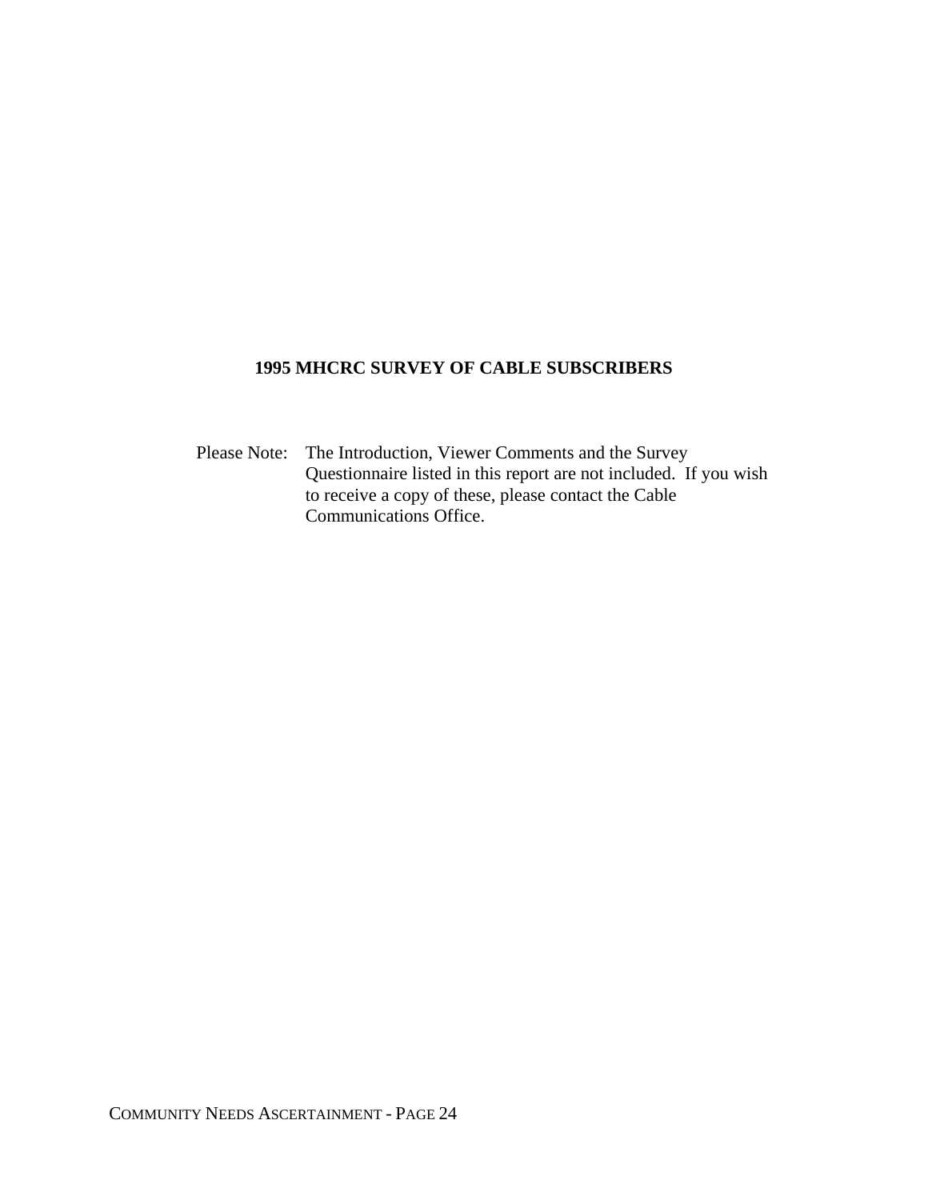**1995 MHCRC SURVEY OF CABLE SUBSCRIBERS**

Please Note: The Introduction, Viewer Comments and the Survey Questionnaire listed in this report are not included. If you wish to receive a copy of these, please contact the Cable Communications Office.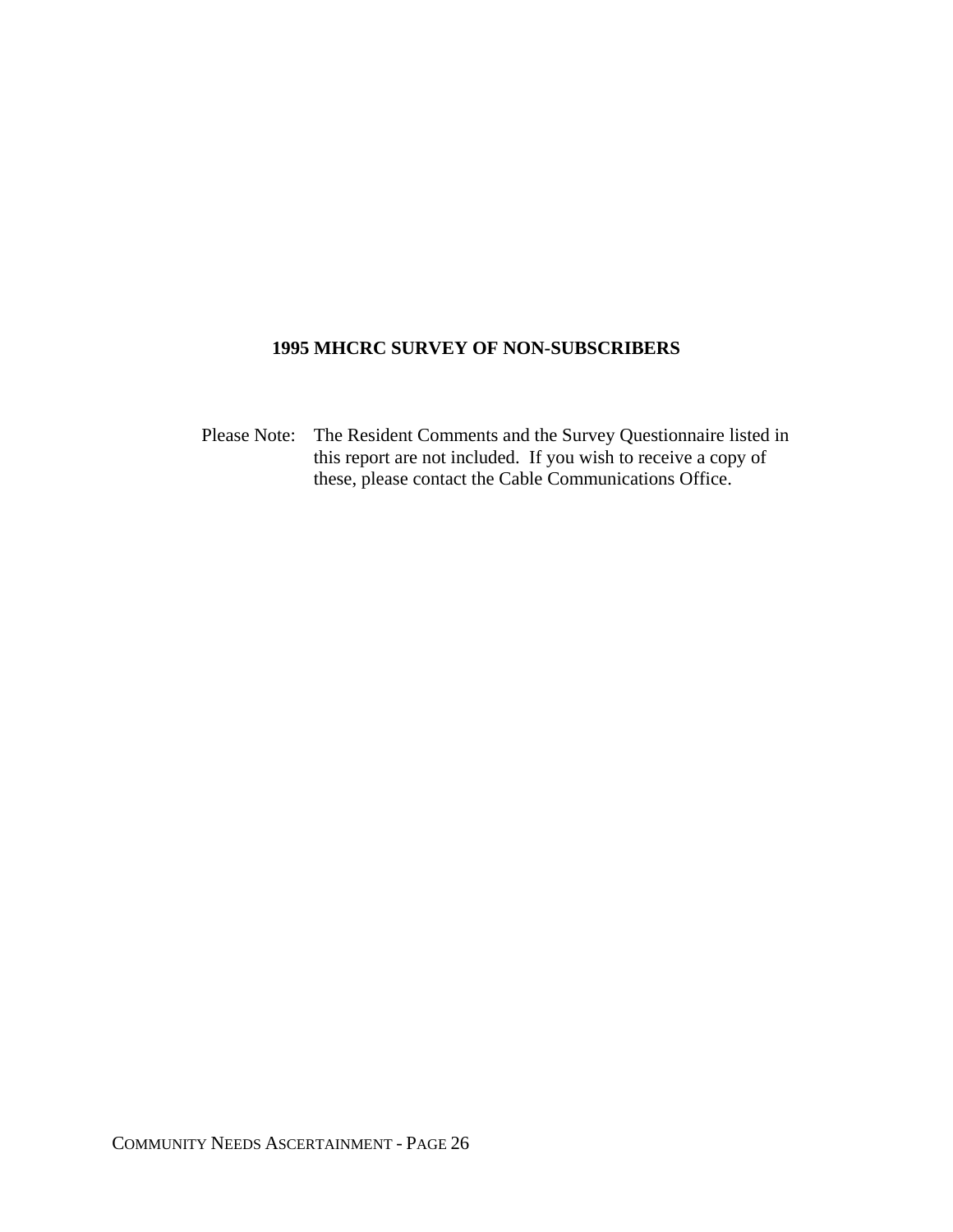**1995 MHCRC SURVEY OF NON-SUBSCRIBERS**

Please Note: The Resident Comments and the Survey Questionnaire listed in this report are not included. If you wish to receive a copy of these, please contact the Cable Communications Office.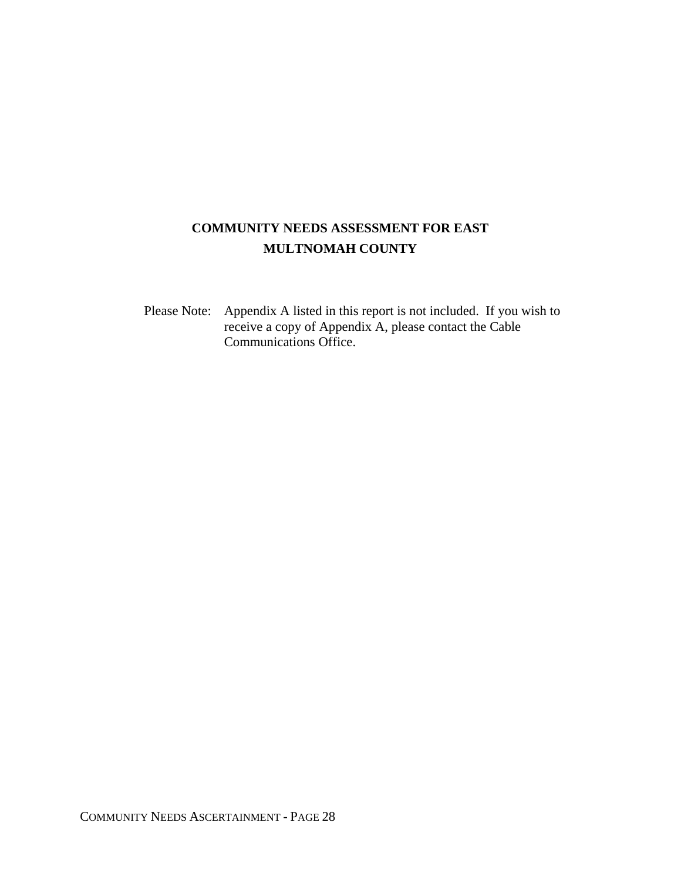**COMMUNITY NEEDS ASSESSMENT FOR EAST MULTNOMAH COUNTY**

Please Note: Appendix A listed in this report is not included. If you wish to receive a copy of Appendix A, please contact the Cable Communications Office.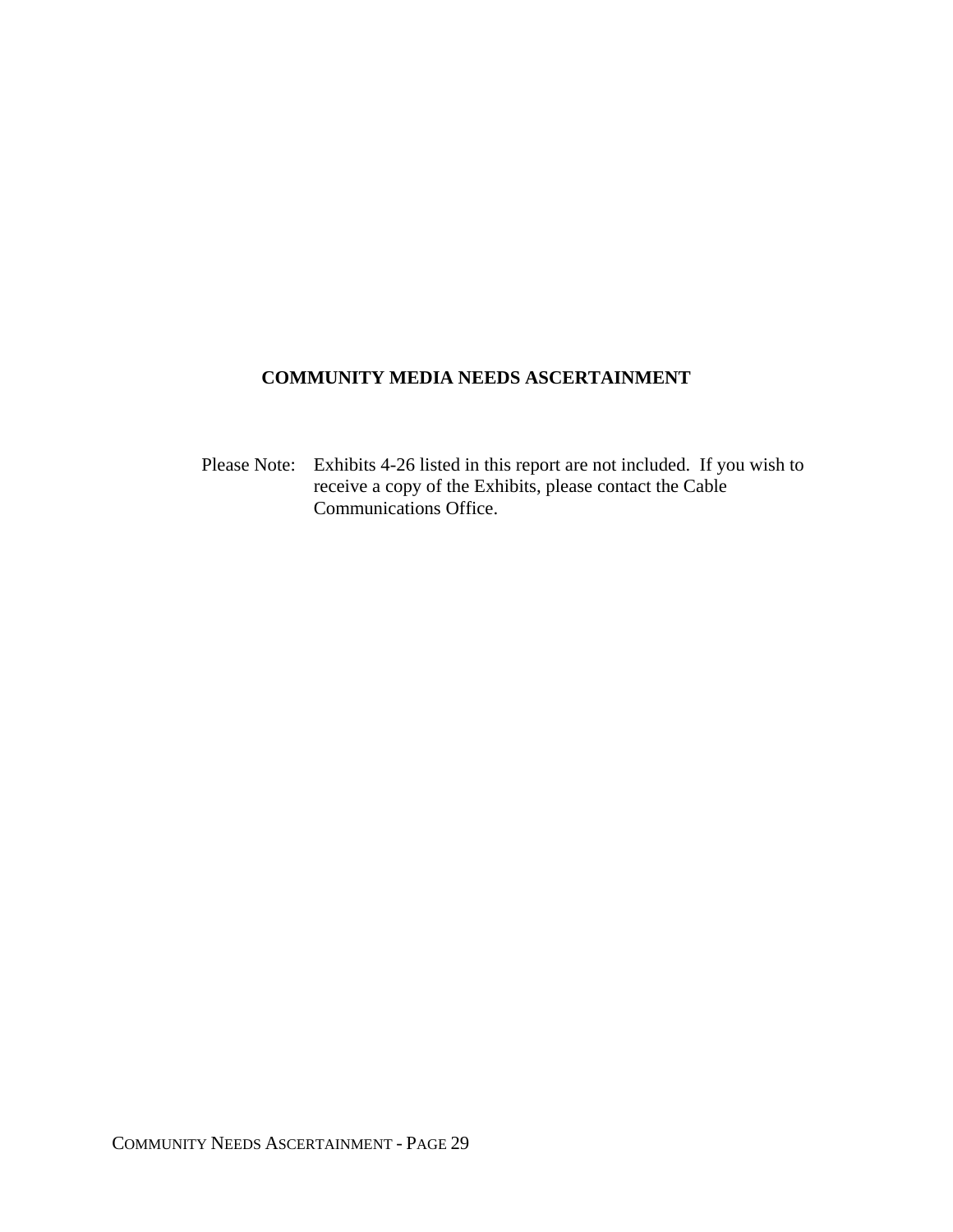**COMMUNITY MEDIA NEEDS ASCERTAINMENT**

Please Note: Exhibits 4-26 listed in this report are not included. If you wish to receive a copy of the Exhibits, please contact the Cable Communications Office.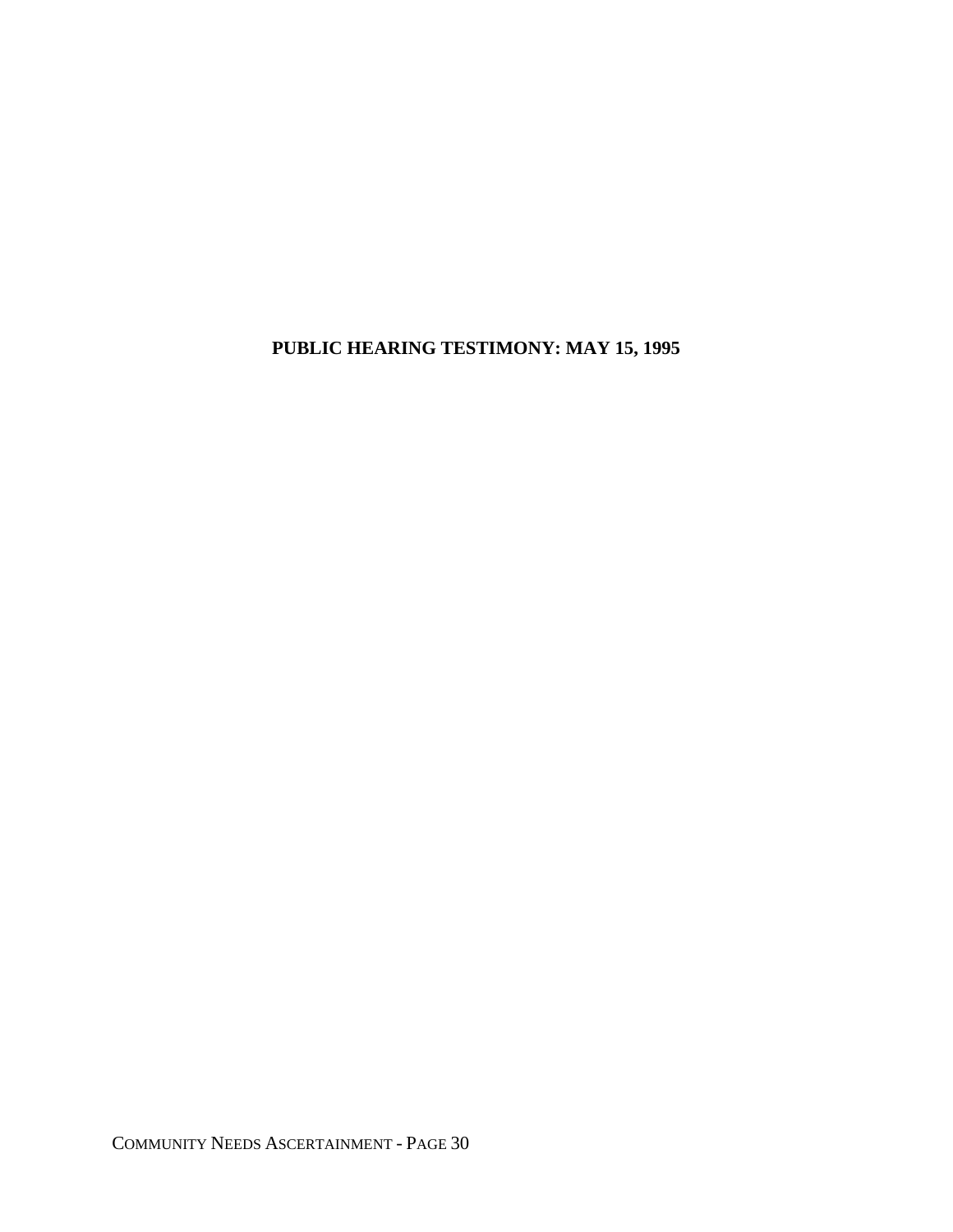# PUBLIC HEARING TESTIMONY: MAY 15, 1995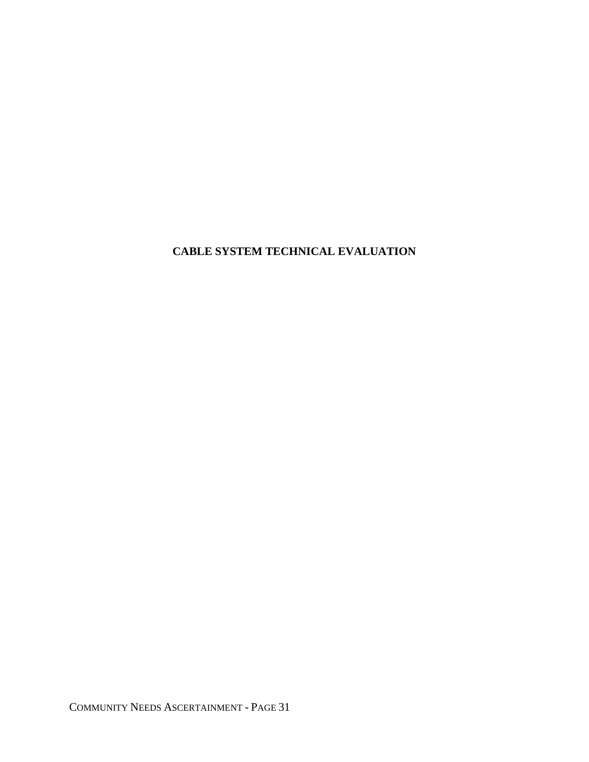# CABLE SYSTEM TECHNICAL EVALUATION